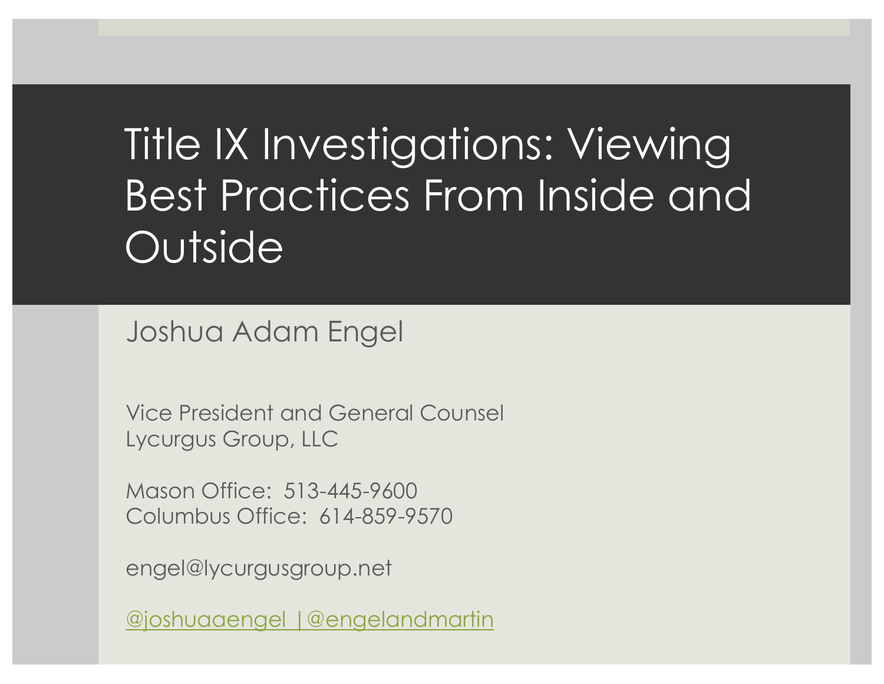# Title IX Investigations: Viewing Best Practices From Inside and Outside

Joshua Adam Engel

Vice President and General Counsel
Lycurgus Group, LLC

Mason Office: 513-445-9600
Columbus Office: 614-859-9570

engel@lycurgusgroup.net

@joshuaaengel | @engelandmartin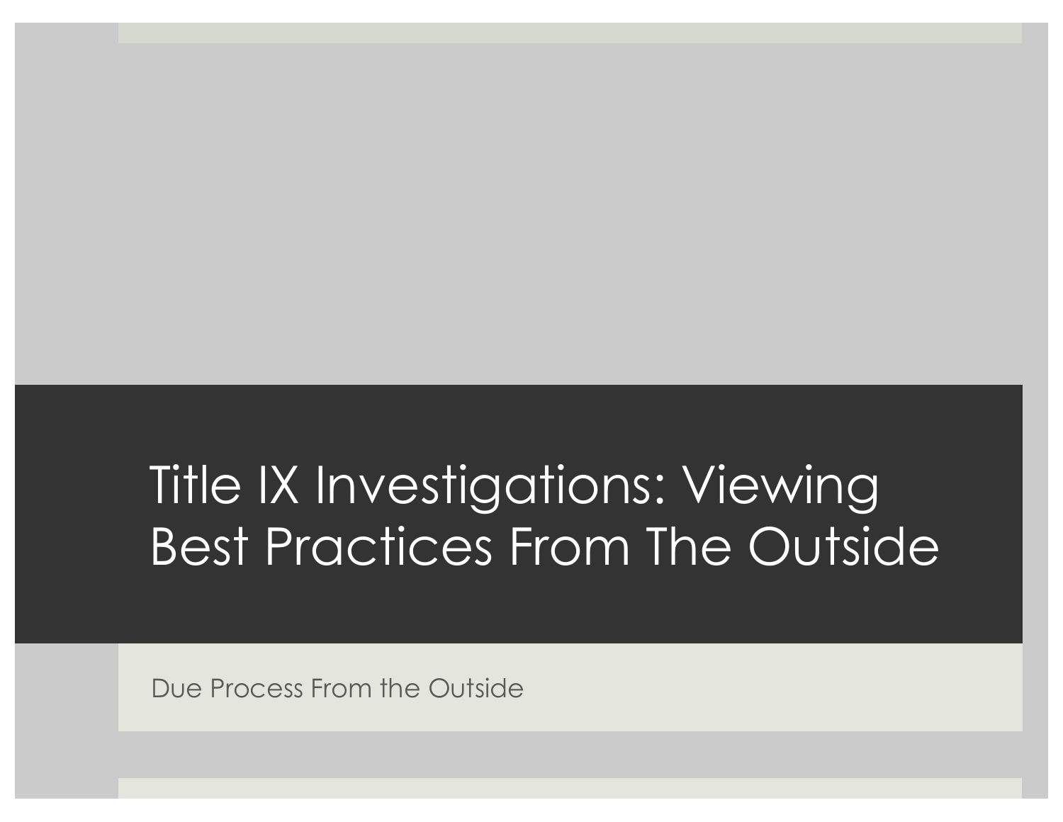# Title IX Investigations: Viewing Best Practices From The Outside

Due Process From the Outside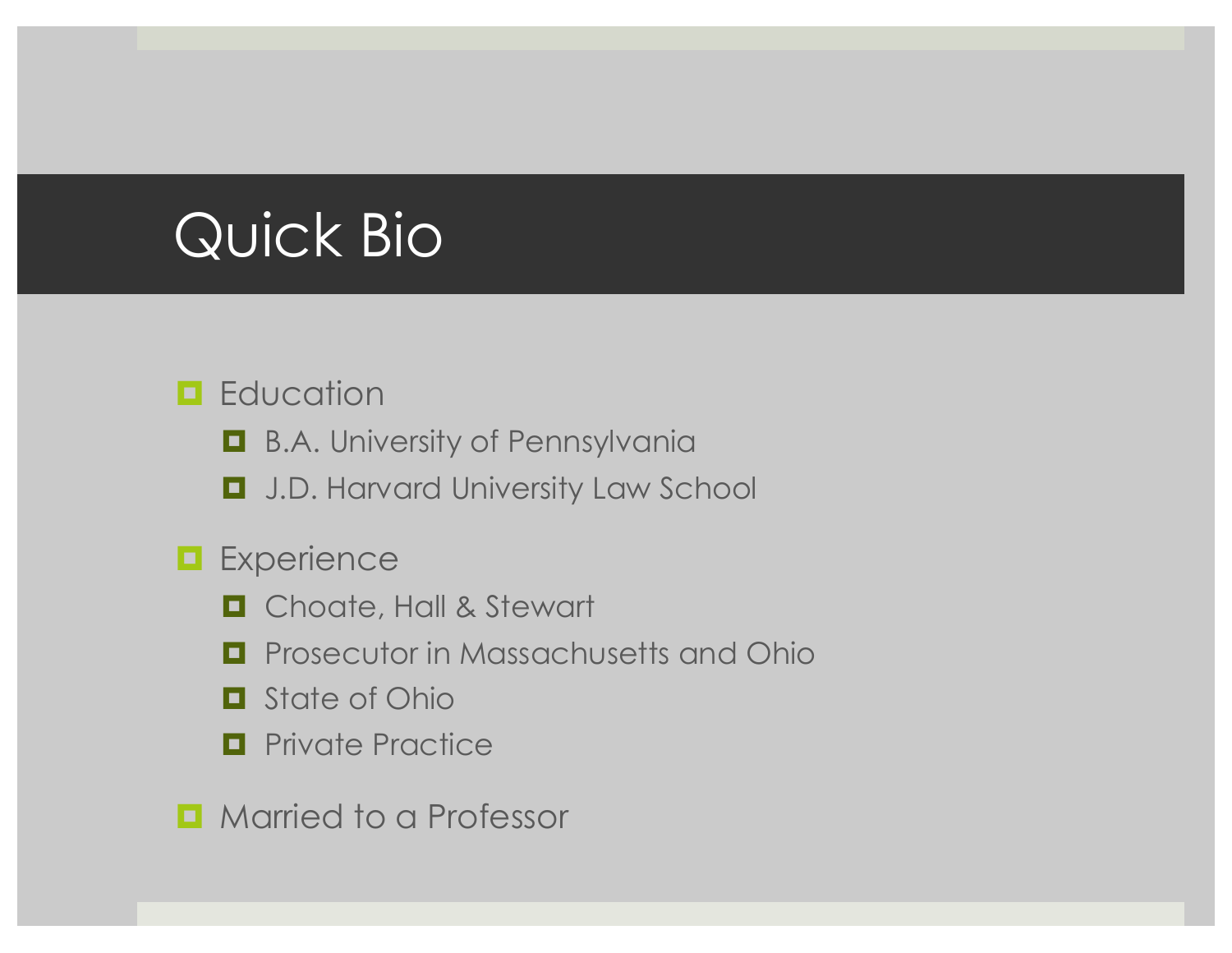# Quick Bio

- Education
  - B.A. University of Pennsylvania
  - J.D. Harvard University Law School
- Experience
  - Choate, Hall & Stewart
  - Prosecutor in Massachusetts and Ohio
  - State of Ohio
  - Private Practice
- Married to a Professor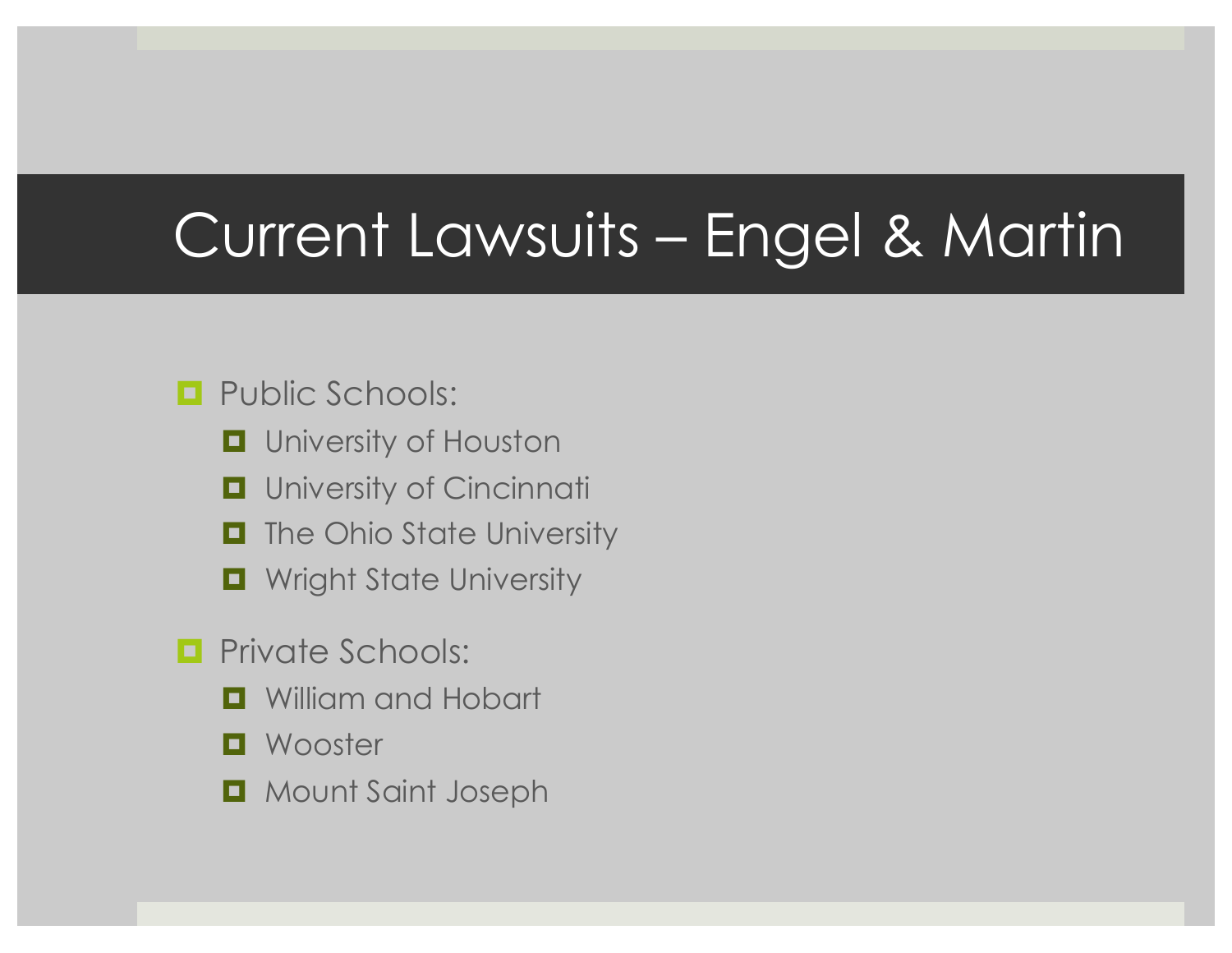# Current Lawsuits – Engel & Martin

- Public Schools:
  - University of Houston
  - University of Cincinnati
  - The Ohio State University
  - Wright State University
- Private Schools:
  - William and Hobart
  - Wooster
  - Mount Saint Joseph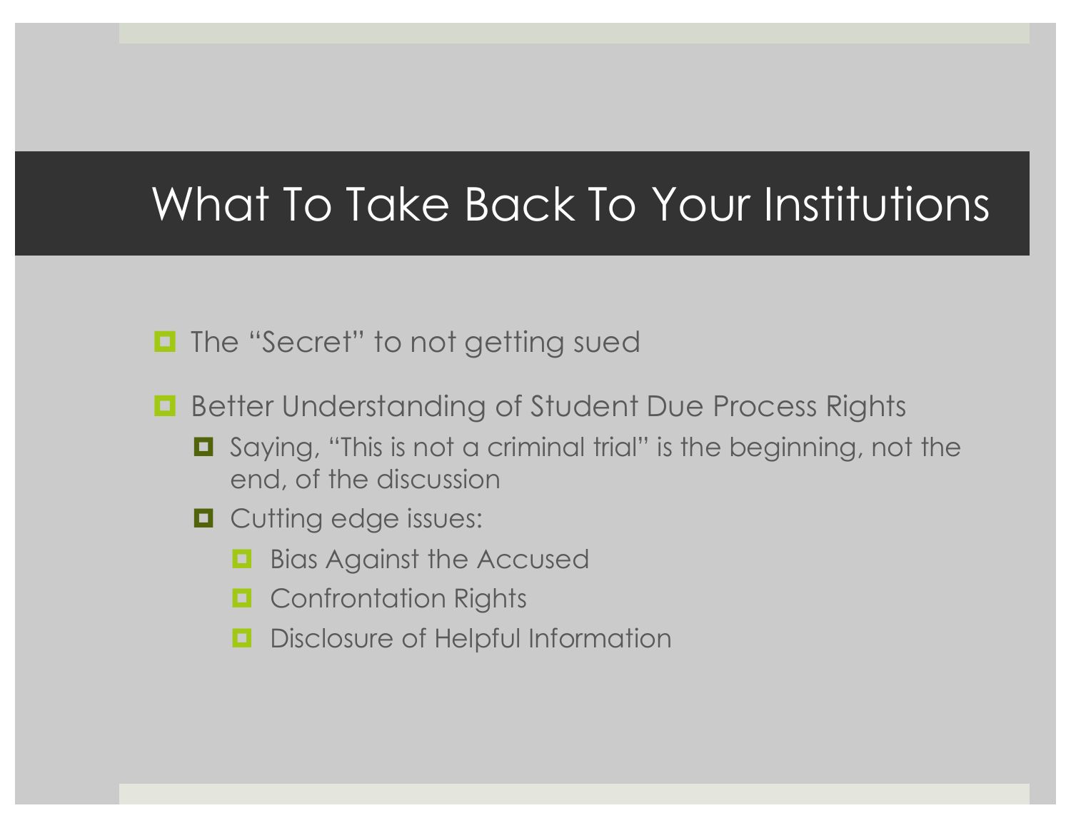# What To Take Back To Your Institutions

- The "Secret" to not getting sued
- Better Understanding of Student Due Process Rights
  - Saying, "This is not a criminal trial" is the beginning, not the end, of the discussion
  - Cutting edge issues:
    - Bias Against the Accused
    - Confrontation Rights
    - Disclosure of Helpful Information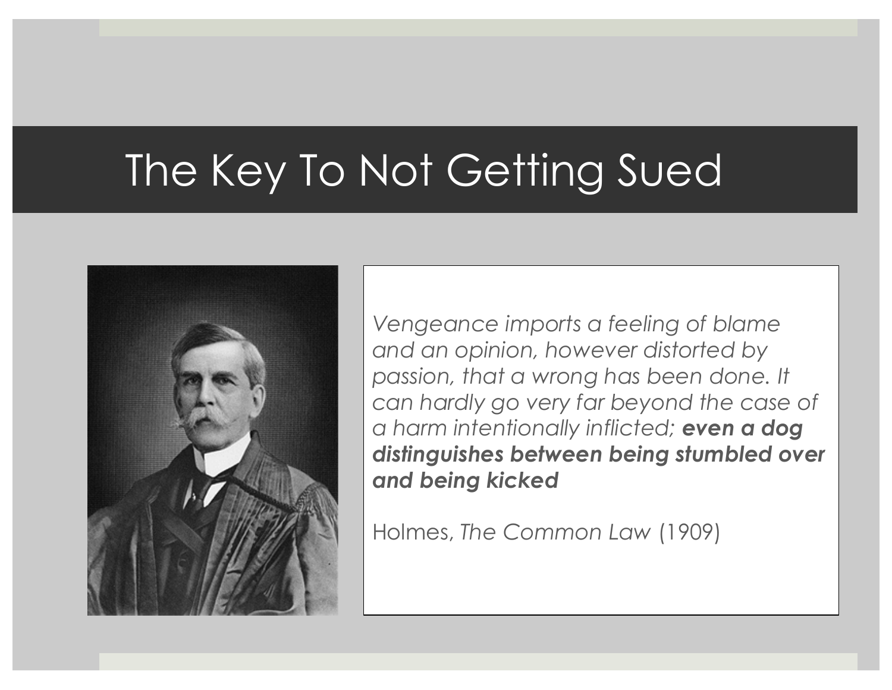# The Key To Not Getting Sued

*Vengeance imports a feeling of blame and an opinion, however distorted by passion, that a wrong has been done. It can hardly go very far beyond the case of a harm intentionally inflicted;* ***even a dog distinguishes between being stumbled over and being kicked***

Holmes, *The Common Law* (1909)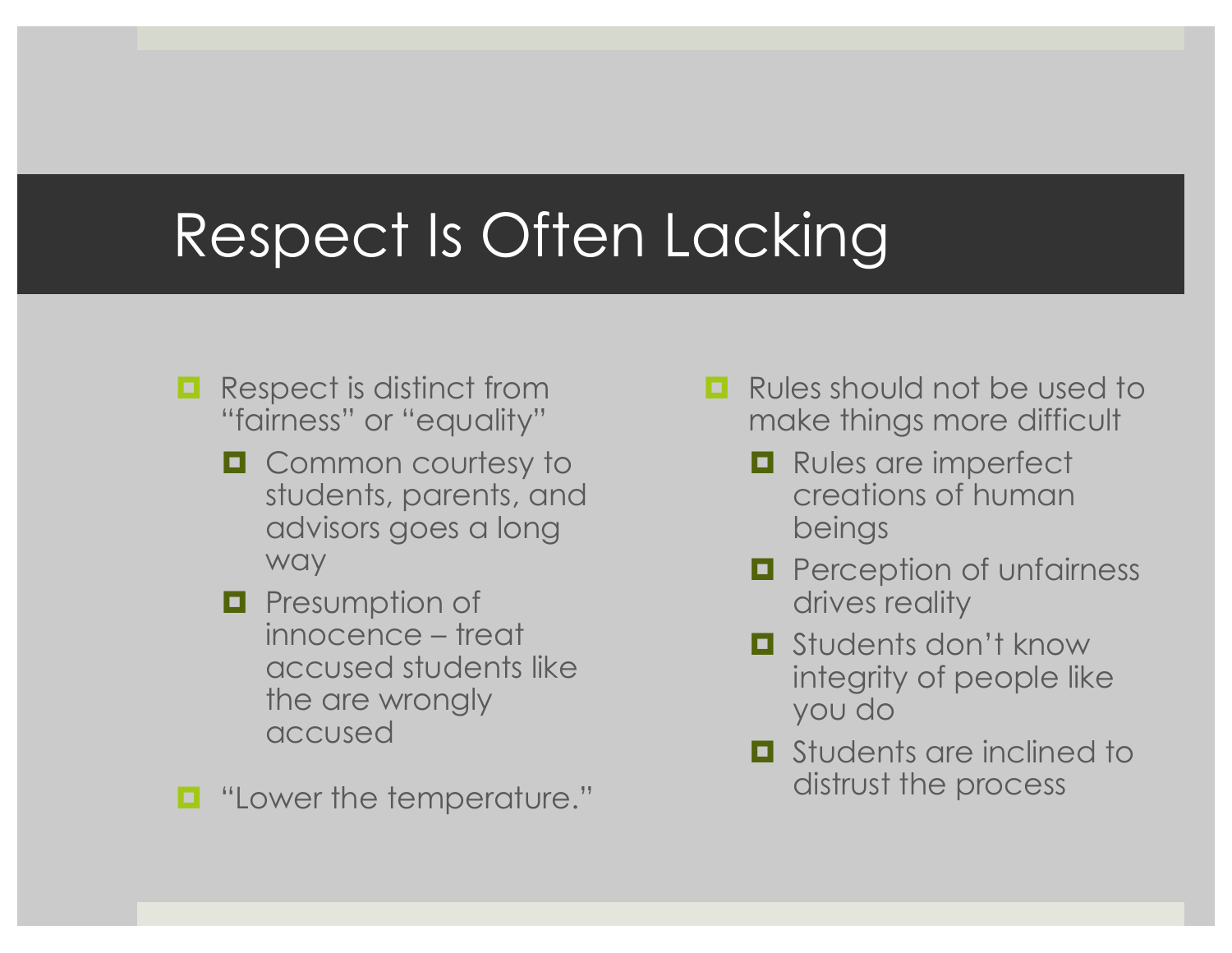# Respect Is Often Lacking

- Respect is distinct from "fairness" or "equality"
  - Common courtesy to students, parents, and advisors goes a long way
  - Presumption of innocence – treat accused students like the are wrongly accused
- "Lower the temperature."
- Rules should not be used to make things more difficult
  - Rules are imperfect creations of human beings
  - Perception of unfairness drives reality
  - Students don't know integrity of people like you do
  - Students are inclined to distrust the process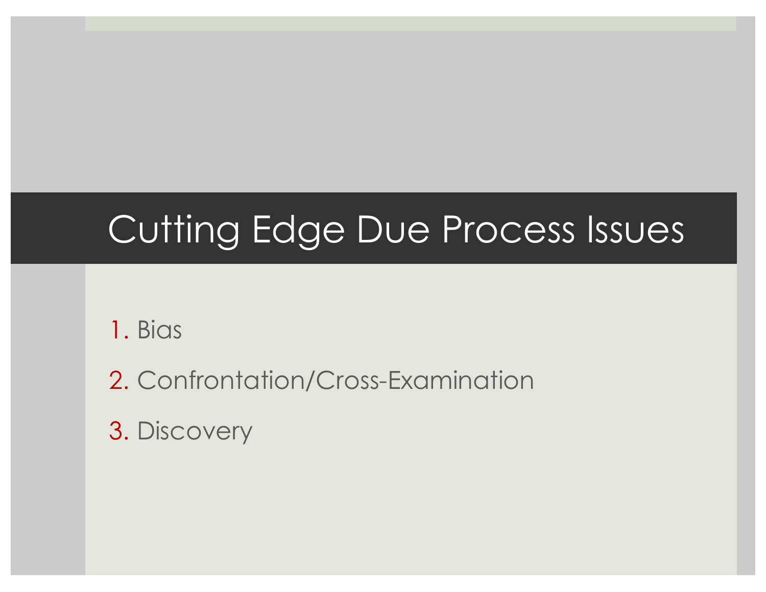# Cutting Edge Due Process Issues

1. Bias
2. Confrontation/Cross-Examination
3. Discovery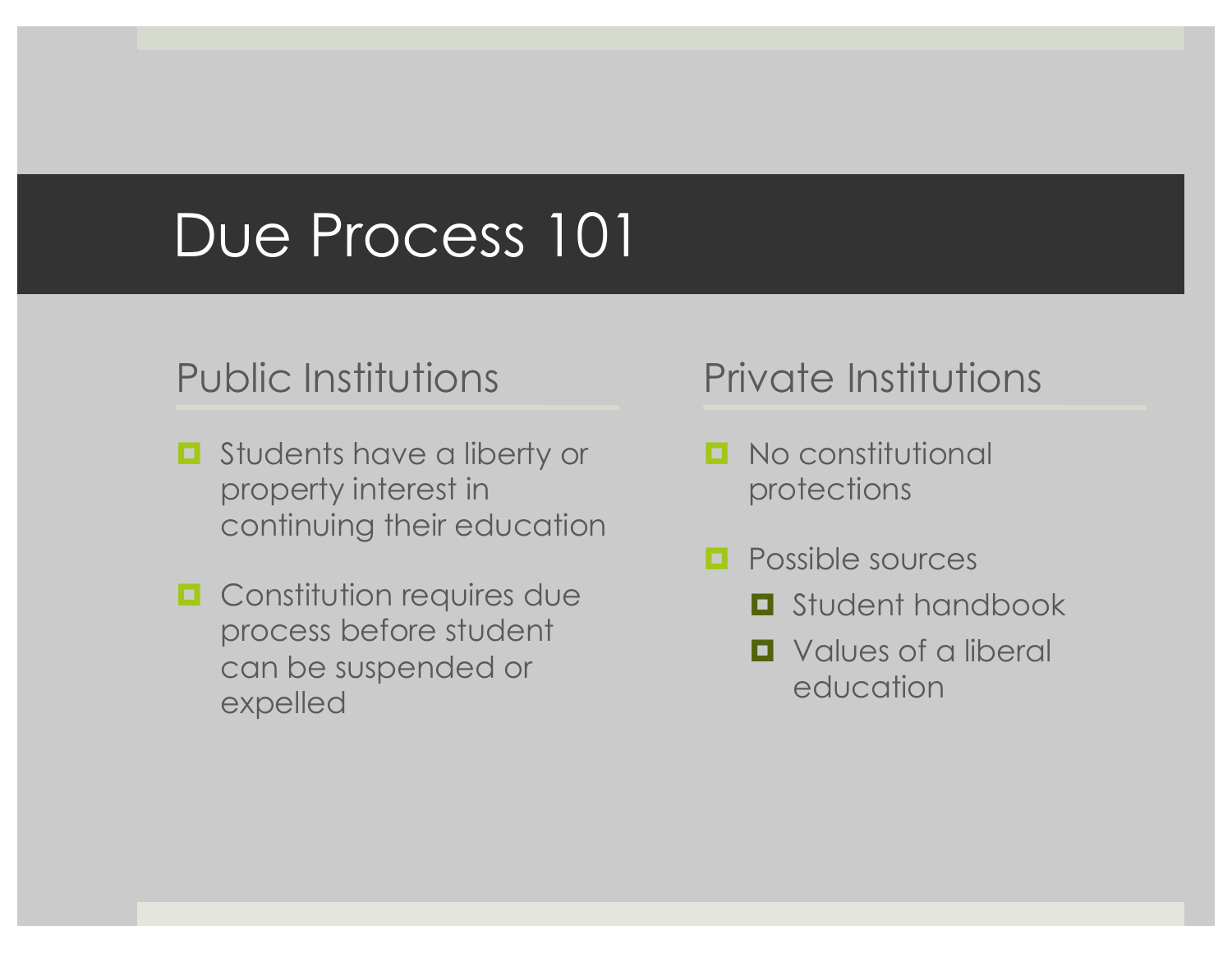# Due Process 101

## Public Institutions

- Students have a liberty or property interest in continuing their education
- Constitution requires due process before student can be suspended or expelled

## Private Institutions

- No constitutional protections
- Possible sources
  - Student handbook
  - Values of a liberal education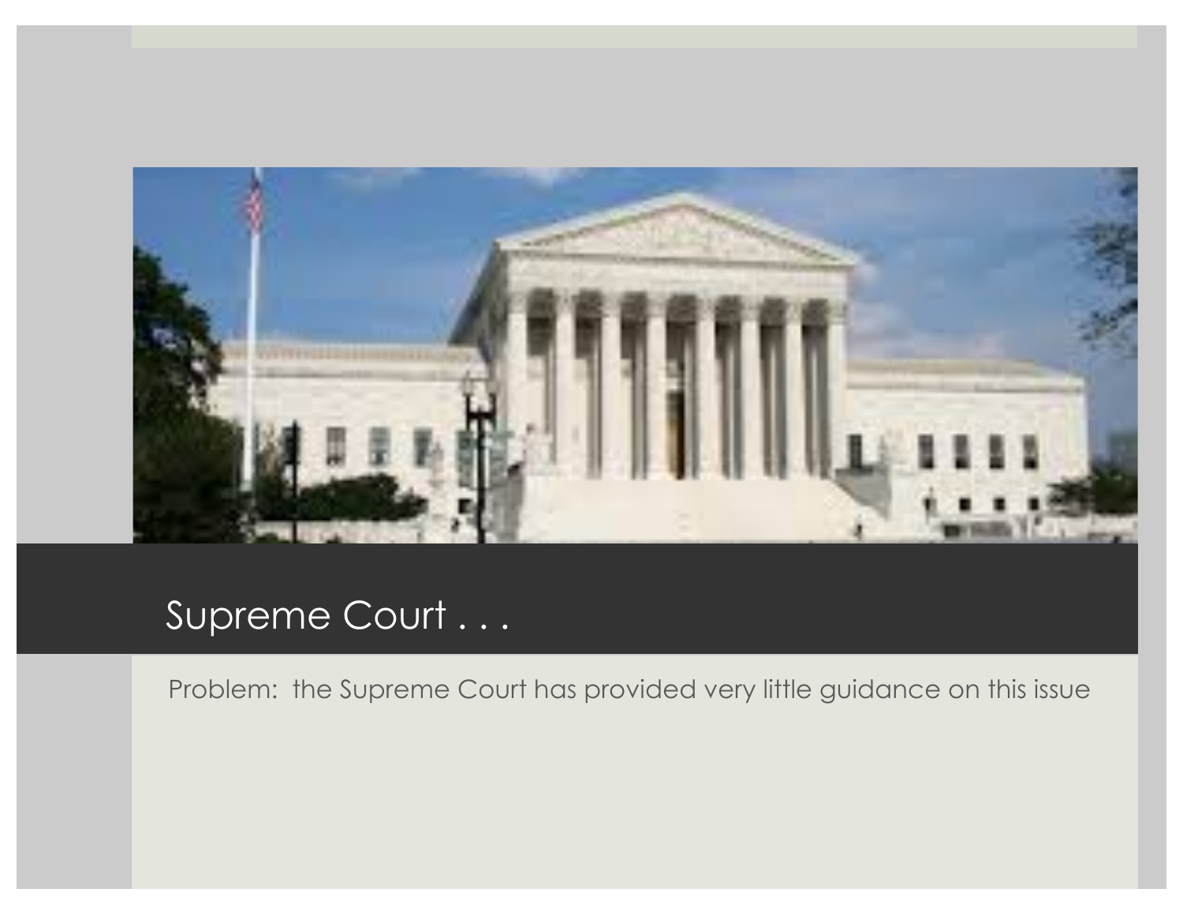# Supreme Court . . .

Problem: the Supreme Court has provided very little guidance on this issue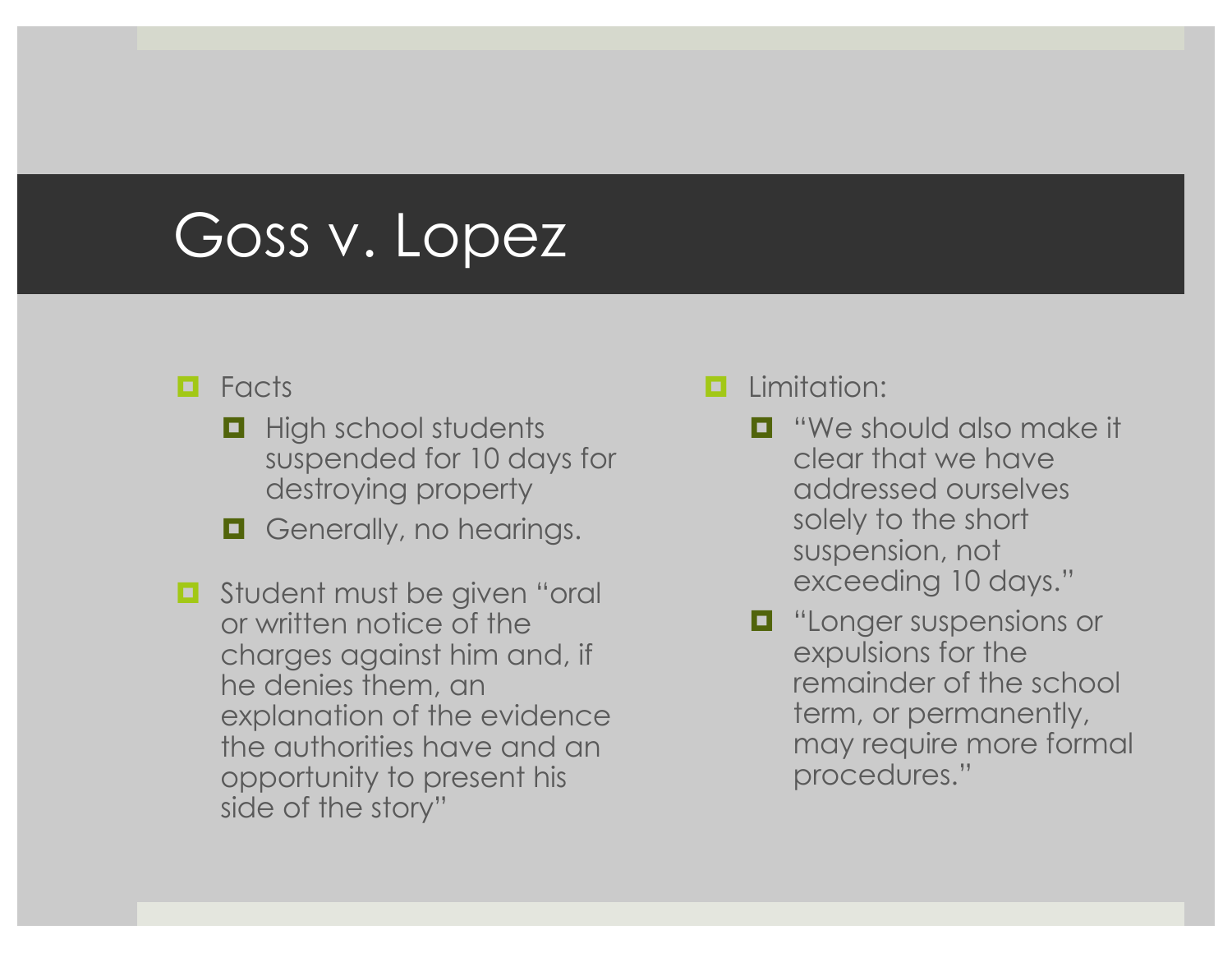# Goss v. Lopez

- Facts
  - High school students suspended for 10 days for destroying property
  - Generally, no hearings.
- Student must be given "oral or written notice of the charges against him and, if he denies them, an explanation of the evidence the authorities have and an opportunity to present his side of the story"
- Limitation:
  - "We should also make it clear that we have addressed ourselves solely to the short suspension, not exceeding 10 days."
  - "Longer suspensions or expulsions for the remainder of the school term, or permanently, may require more formal procedures."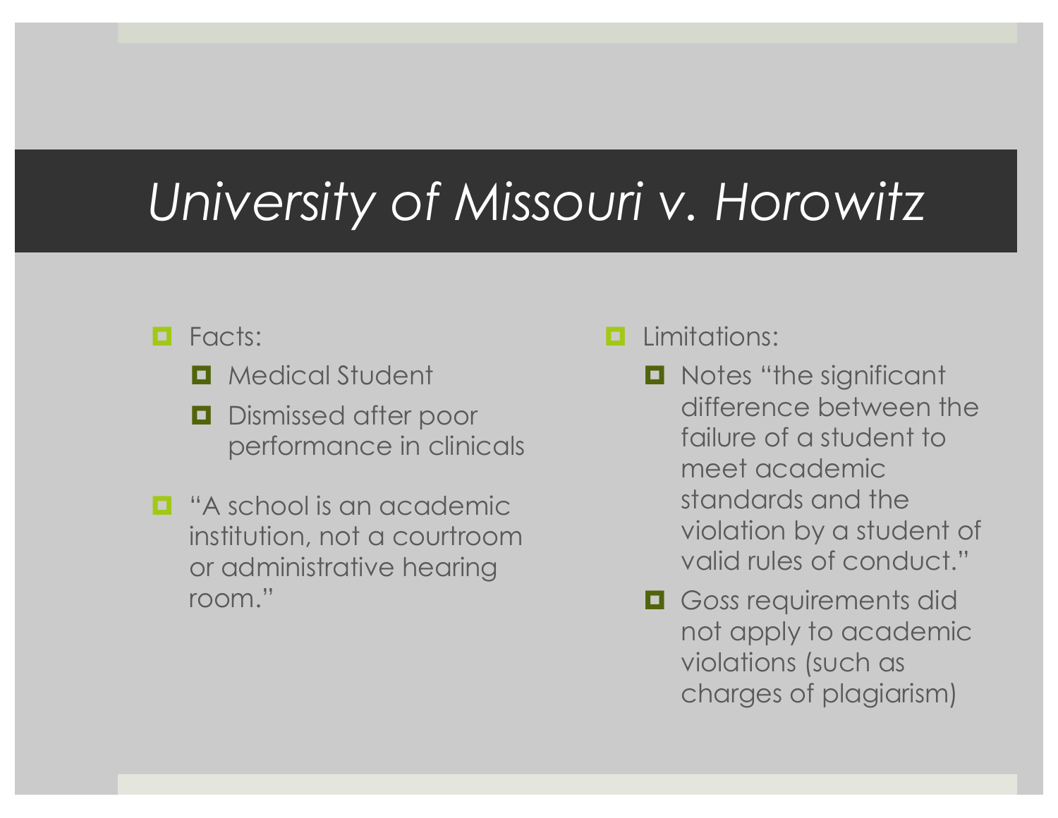# *University of Missouri v. Horowitz*

- Facts:
  - Medical Student
  - Dismissed after poor performance in clinicals
- "A school is an academic institution, not a courtroom or administrative hearing room."

- Limitations:
  - Notes "the significant difference between the failure of a student to meet academic standards and the violation by a student of valid rules of conduct."
  - *Goss* requirements did not apply to academic violations (such as charges of plagiarism)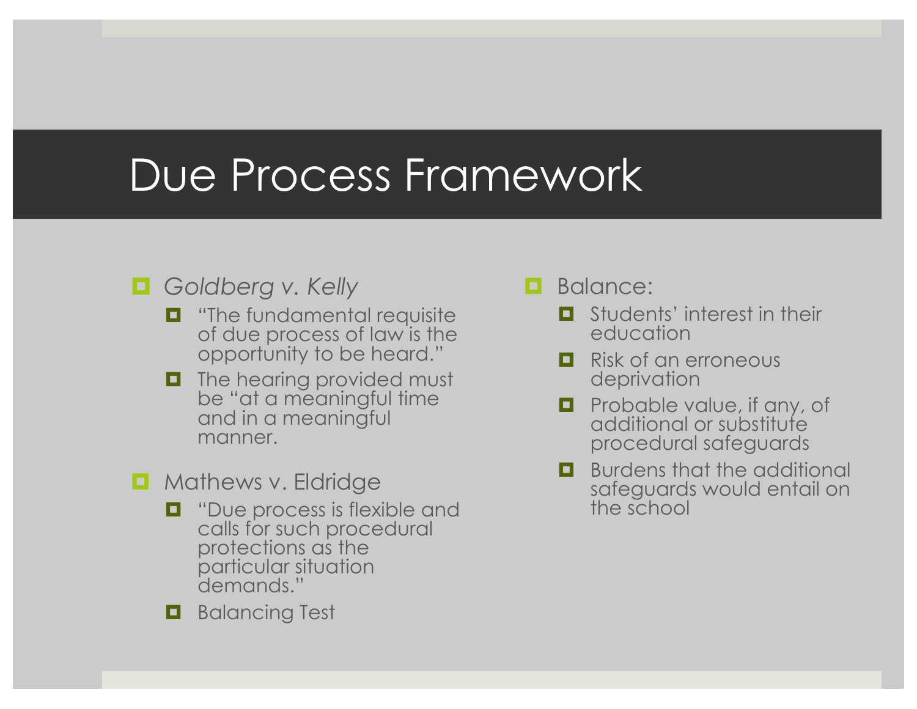# Due Process Framework

- *Goldberg v. Kelly*
  - "The fundamental requisite of due process of law is the opportunity to be heard."
  - The hearing provided must be "at a meaningful time and in a meaningful manner.
- Mathews v. Eldridge
  - "Due process is flexible and calls for such procedural protections as the particular situation demands."
  - Balancing Test
- Balance:
  - Students' interest in their education
  - Risk of an erroneous deprivation
  - Probable value, if any, of additional or substitute procedural safeguards
  - Burdens that the additional safeguards would entail on the school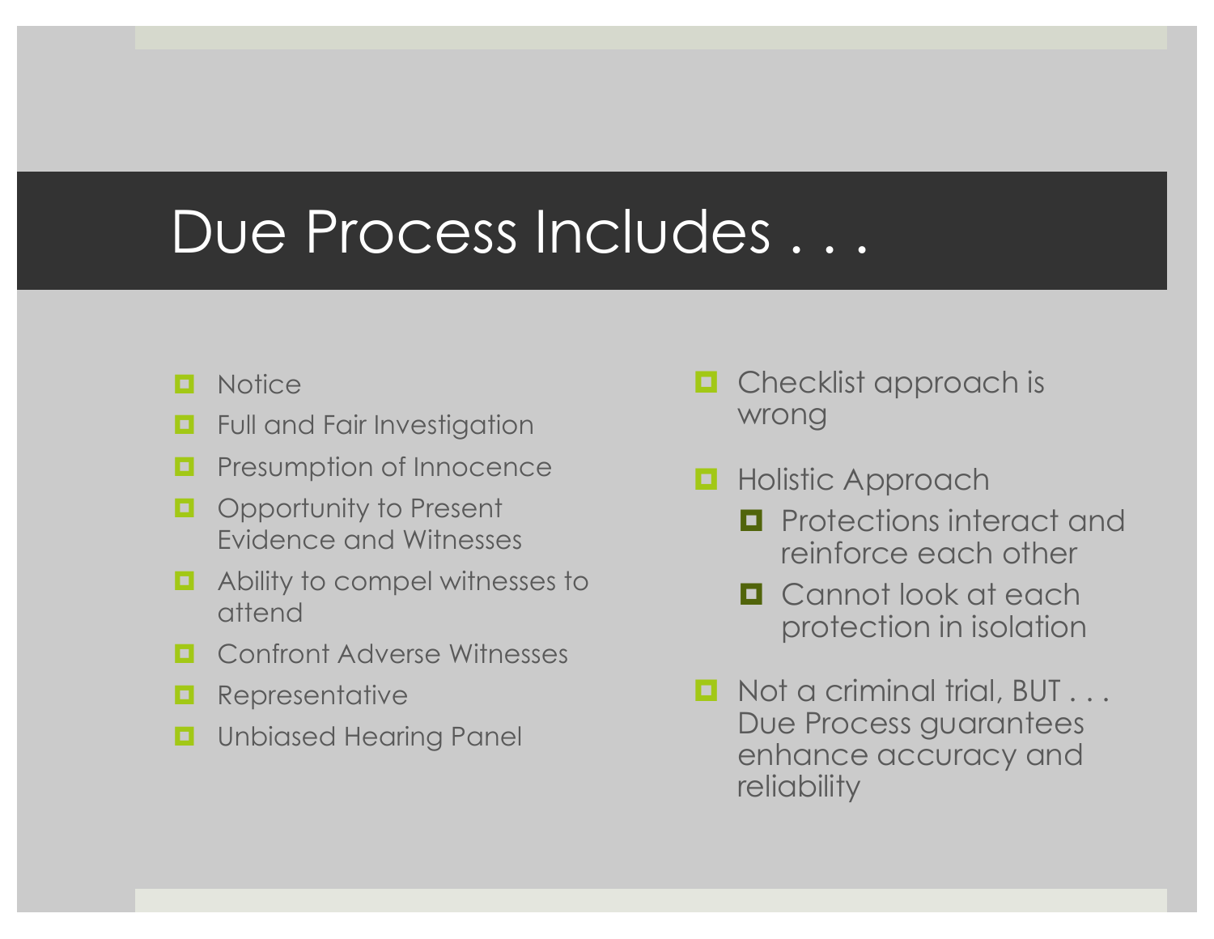# Due Process Includes . . .

- Notice
- Full and Fair Investigation
- Presumption of Innocence
- Opportunity to Present Evidence and Witnesses
- Ability to compel witnesses to attend
- Confront Adverse Witnesses
- Representative
- Unbiased Hearing Panel

- Checklist approach is wrong
- Holistic Approach
  - Protections interact and reinforce each other
  - Cannot look at each protection in isolation
- Not a criminal trial, BUT . . . Due Process guarantees enhance accuracy and reliability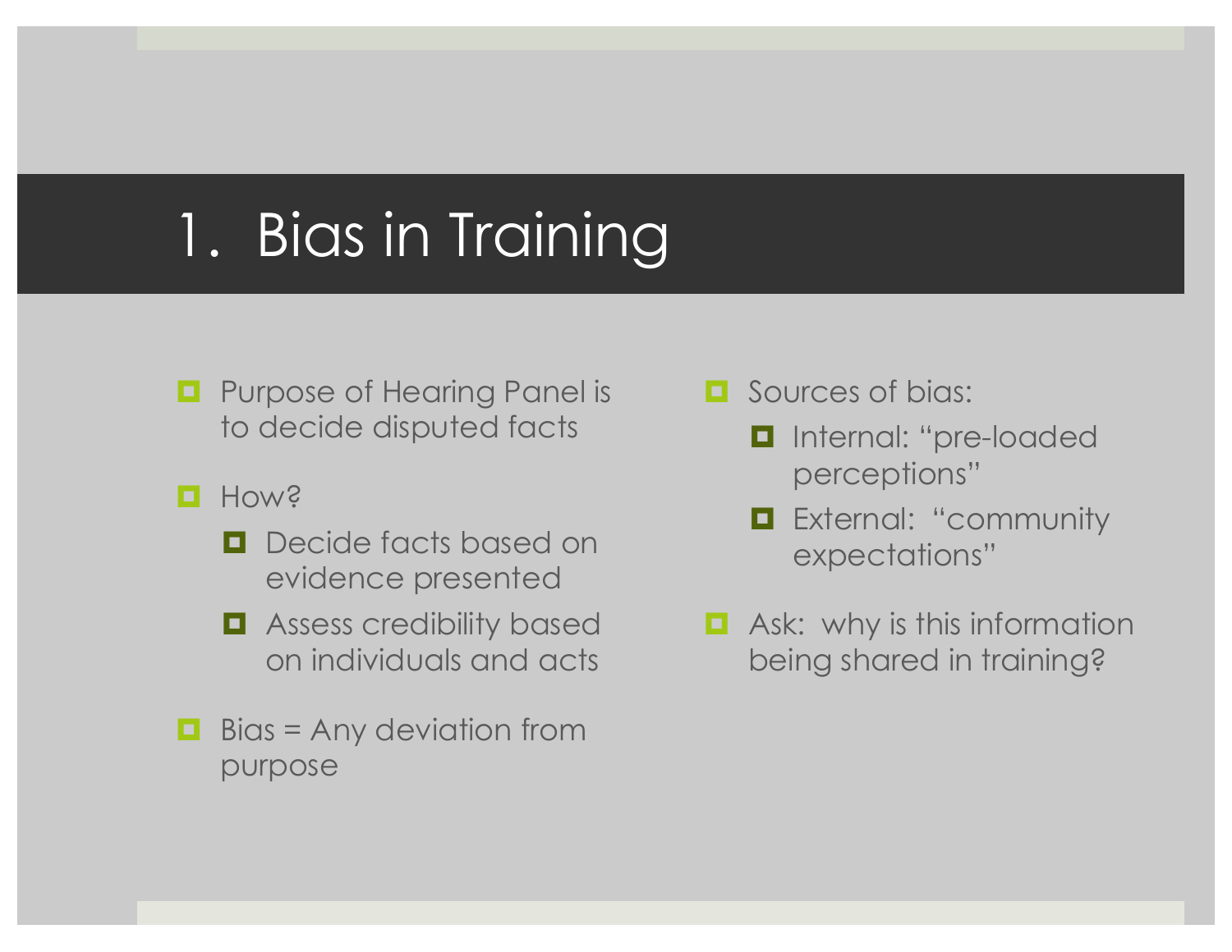# 1. Bias in Training

- Purpose of Hearing Panel is to decide disputed facts
- How?
  - Decide facts based on evidence presented
  - Assess credibility based on individuals and acts
- Bias = Any deviation from purpose
- Sources of bias:
  - Internal: "pre-loaded perceptions"
  - External: "community expectations"
- Ask: why is this information being shared in training?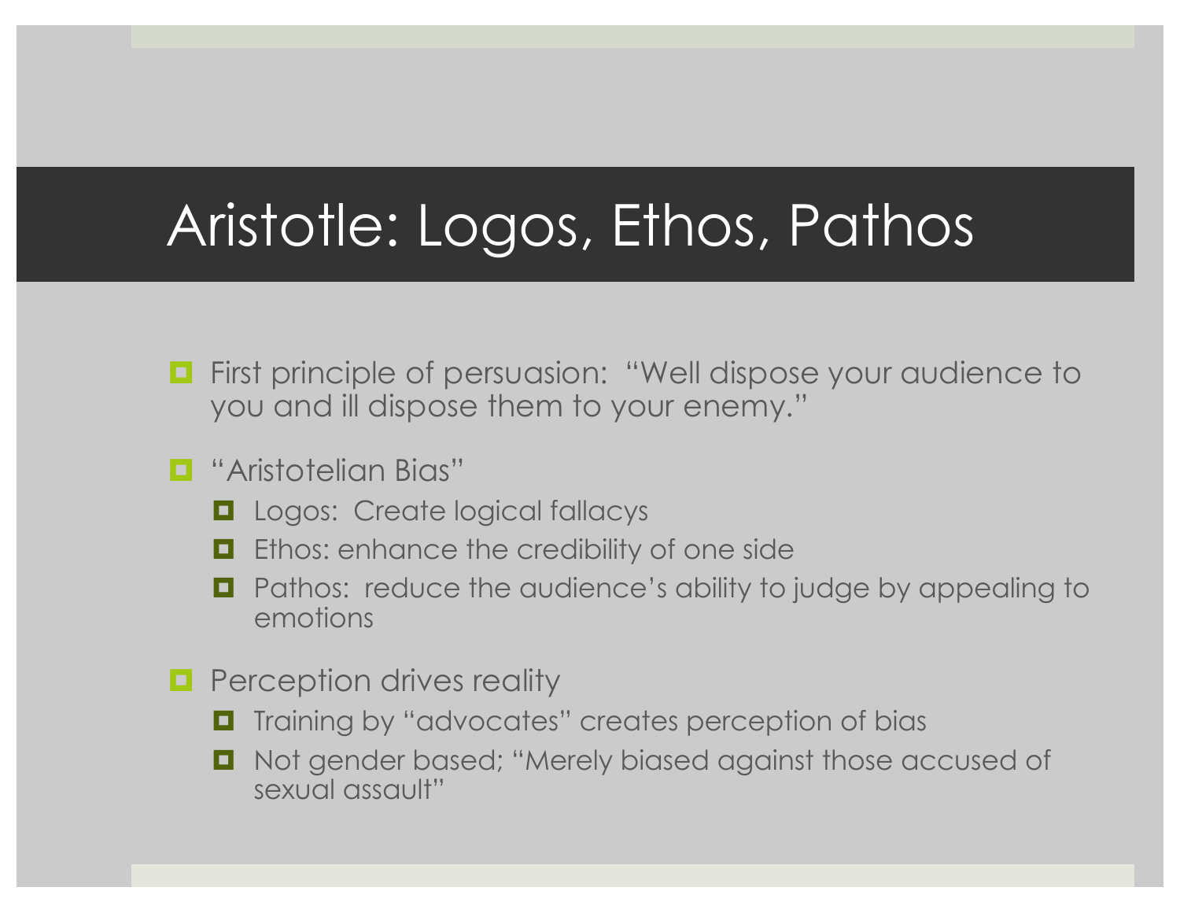# Aristotle: Logos, Ethos, Pathos

- First principle of persuasion: "Well dispose your audience to you and ill dispose them to your enemy."
- "Aristotelian Bias"
  - Logos: Create logical fallacys
  - Ethos: enhance the credibility of one side
  - Pathos: reduce the audience's ability to judge by appealing to emotions
- Perception drives reality
  - Training by "advocates" creates perception of bias
  - Not gender based; "Merely biased against those accused of sexual assault"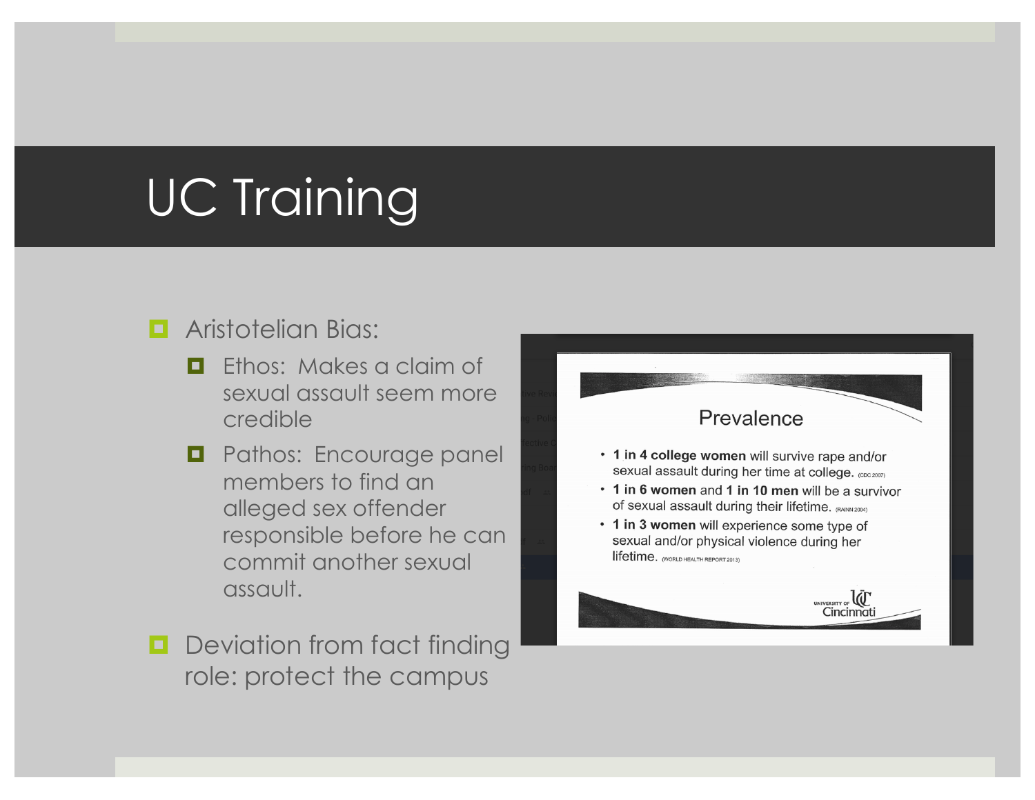# UC Training

- Aristotelian Bias:
  - Ethos: Makes a claim of sexual assault seem more credible
  - Pathos: Encourage panel members to find an alleged sex offender responsible before he can commit another sexual assault.
- Deviation from fact finding role: protect the campus

## Prevalence

- **1 in 4 college women** will survive rape and/or sexual assault during her time at college. (CDC 2007)
- **1 in 6 women** and **1 in 10 men** will be a survivor of sexual assault during their lifetime. (RAINN 2004)
- **1 in 3 women** will experience some type of sexual and/or physical violence during her lifetime. (WORLD HEALTH REPORT 2013)

University of Cincinnati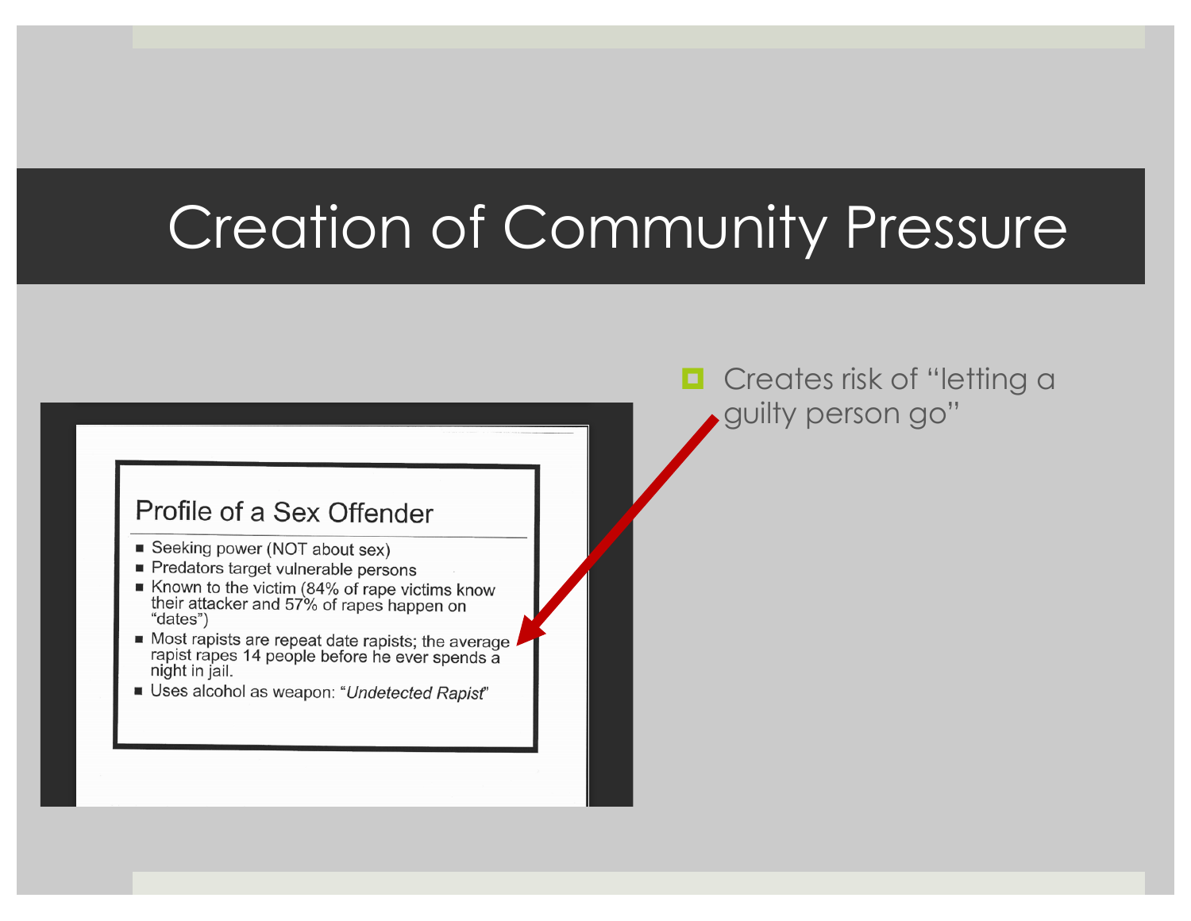# Creation of Community Pressure

## Profile of a Sex Offender

- Seeking power (NOT about sex)
- Predators target vulnerable persons
- Known to the victim (84% of rape victims know their attacker and 57% of rapes happen on "dates")
- Most rapists are repeat date rapists; the average rapist rapes 14 people before he ever spends a night in jail.
- Uses alcohol as weapon: "*Undetected Rapist*"

- Creates risk of "letting a guilty person go"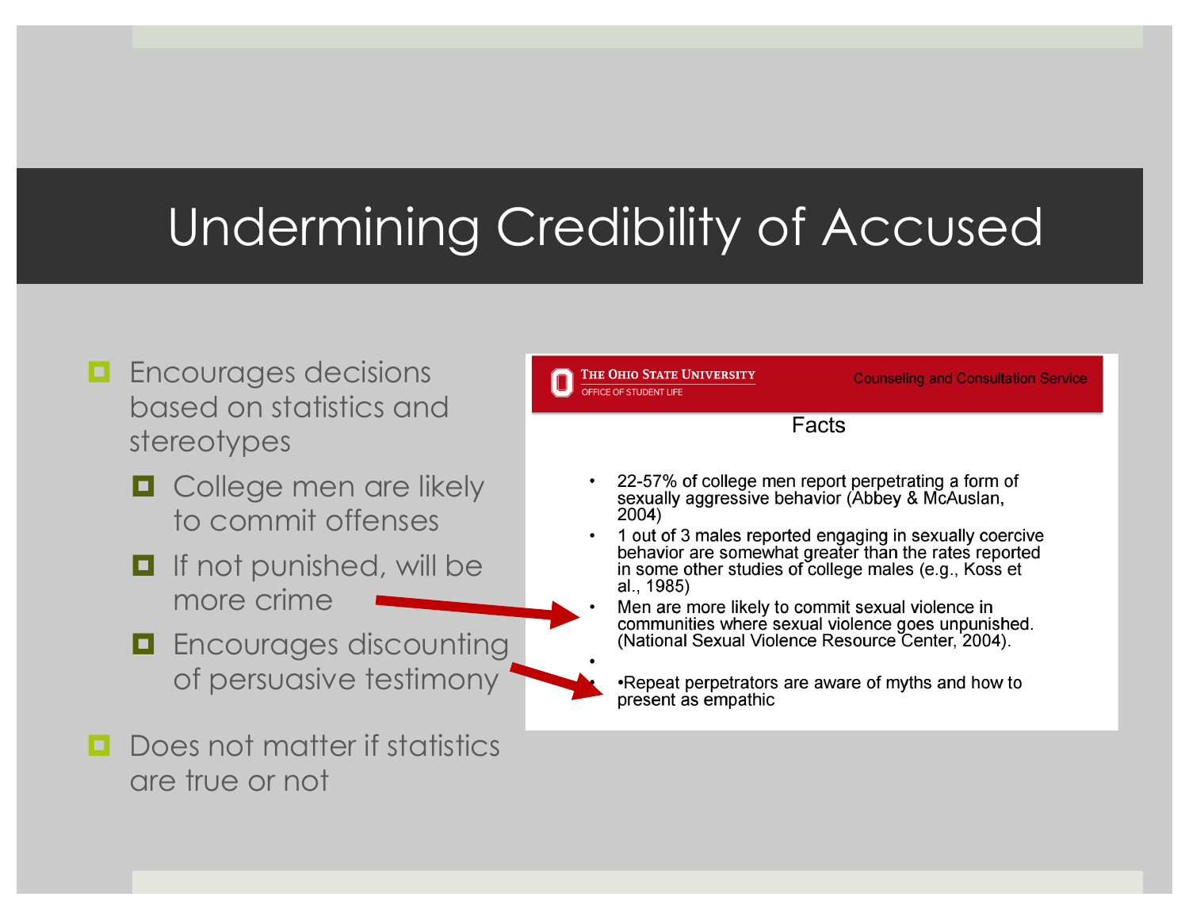# Undermining Credibility of Accused

- Encourages decisions based on statistics and stereotypes
  - College men are likely to commit offenses
  - If not punished, will be more crime
  - Encourages discounting of persuasive testimony
- Does not matter if statistics are true or not

THE OHIO STATE UNIVERSITY
OFFICE OF STUDENT LIFE

Counseling and Consultation Service

Facts

- 22-57% of college men report perpetrating a form of sexually aggressive behavior (Abbey & McAuslan, 2004)
- 1 out of 3 males reported engaging in sexually coercive behavior are somewhat greater than the rates reported in some other studies of college males (e.g., Koss et al., 1985)
- Men are more likely to commit sexual violence in communities where sexual violence goes unpunished. (National Sexual Violence Resource Center, 2004).
- •Repeat perpetrators are aware of myths and how to present as empathic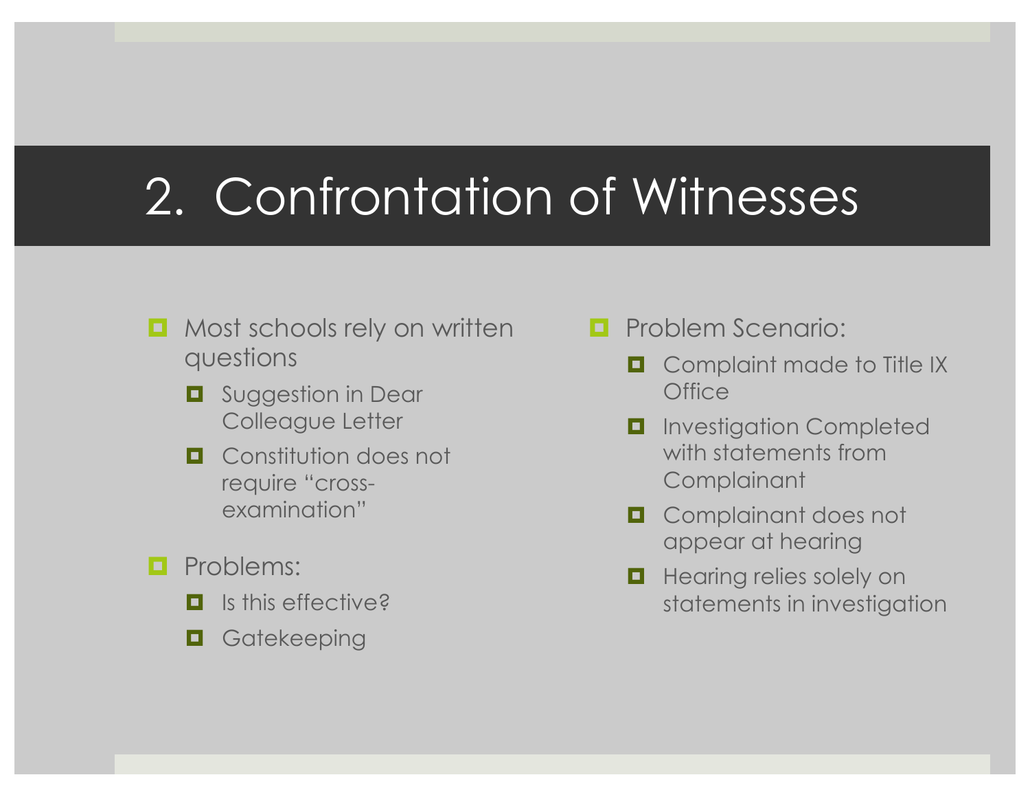# 2. Confrontation of Witnesses

- Most schools rely on written questions
  - Suggestion in Dear Colleague Letter
  - Constitution does not require "cross-examination"
- Problems:
  - Is this effective?
  - Gatekeeping

- Problem Scenario:
  - Complaint made to Title IX Office
  - Investigation Completed with statements from Complainant
  - Complainant does not appear at hearing
  - Hearing relies solely on statements in investigation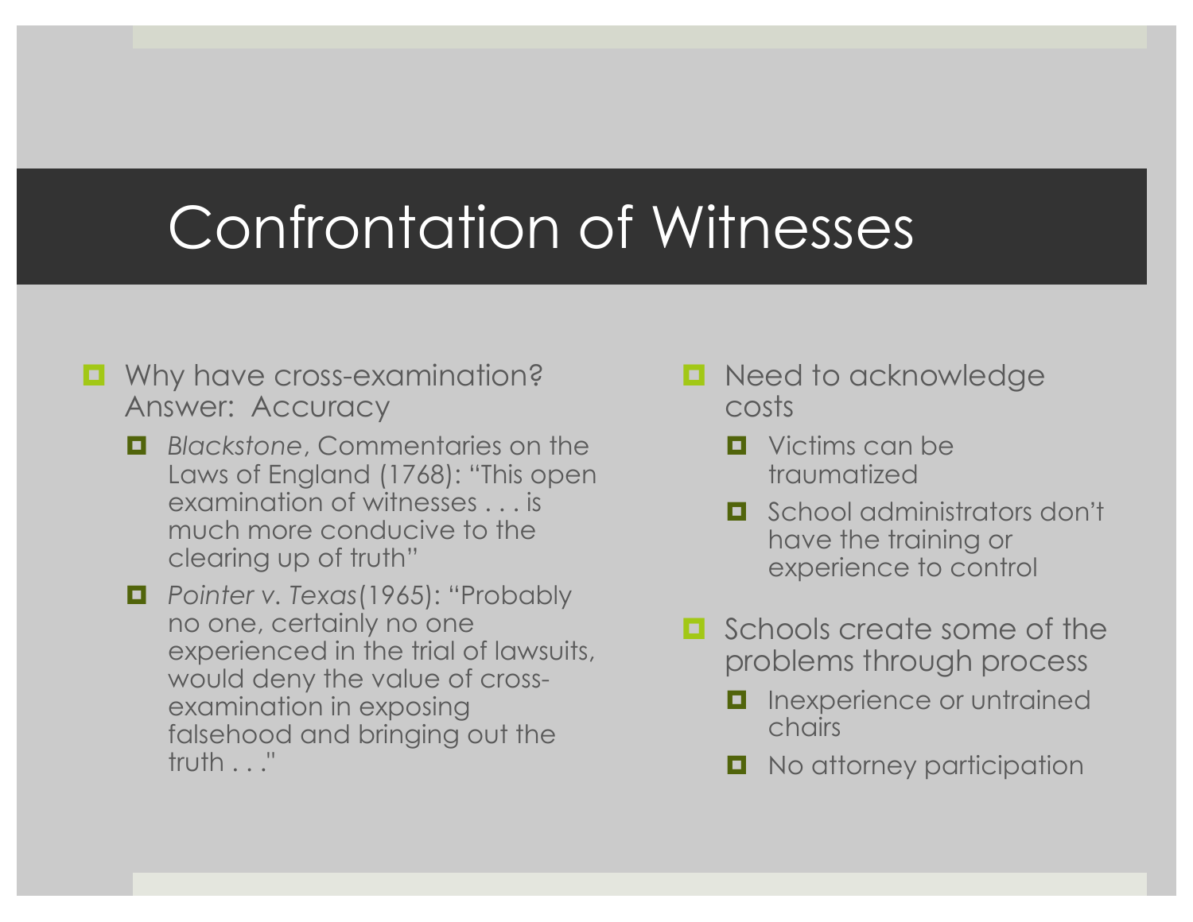# Confrontation of Witnesses

- Why have cross-examination? Answer: Accuracy
  - *Blackstone*, Commentaries on the Laws of England (1768): "This open examination of witnesses . . . is much more conducive to the clearing up of truth"
  - *Pointer v. Texas*(1965): "Probably no one, certainly no one experienced in the trial of lawsuits, would deny the value of cross-examination in exposing falsehood and bringing out the truth . . ."
- Need to acknowledge costs
  - Victims can be traumatized
  - School administrators don't have the training or experience to control
- Schools create some of the problems through process
  - Inexperience or untrained chairs
  - No attorney participation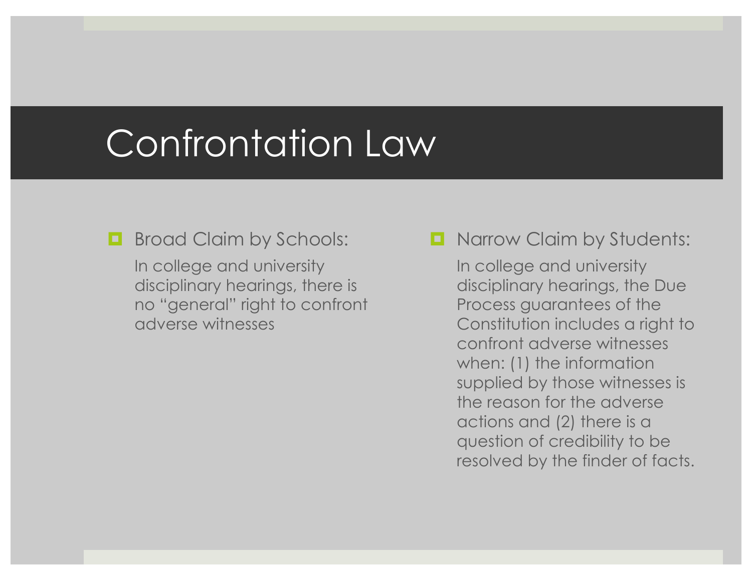# Confrontation Law

- Broad Claim by Schools:

  In college and university disciplinary hearings, there is no "general" right to confront adverse witnesses

- Narrow Claim by Students:

  In college and university disciplinary hearings, the Due Process guarantees of the Constitution includes a right to confront adverse witnesses when: (1) the information supplied by those witnesses is the reason for the adverse actions and (2) there is a question of credibility to be resolved by the finder of facts.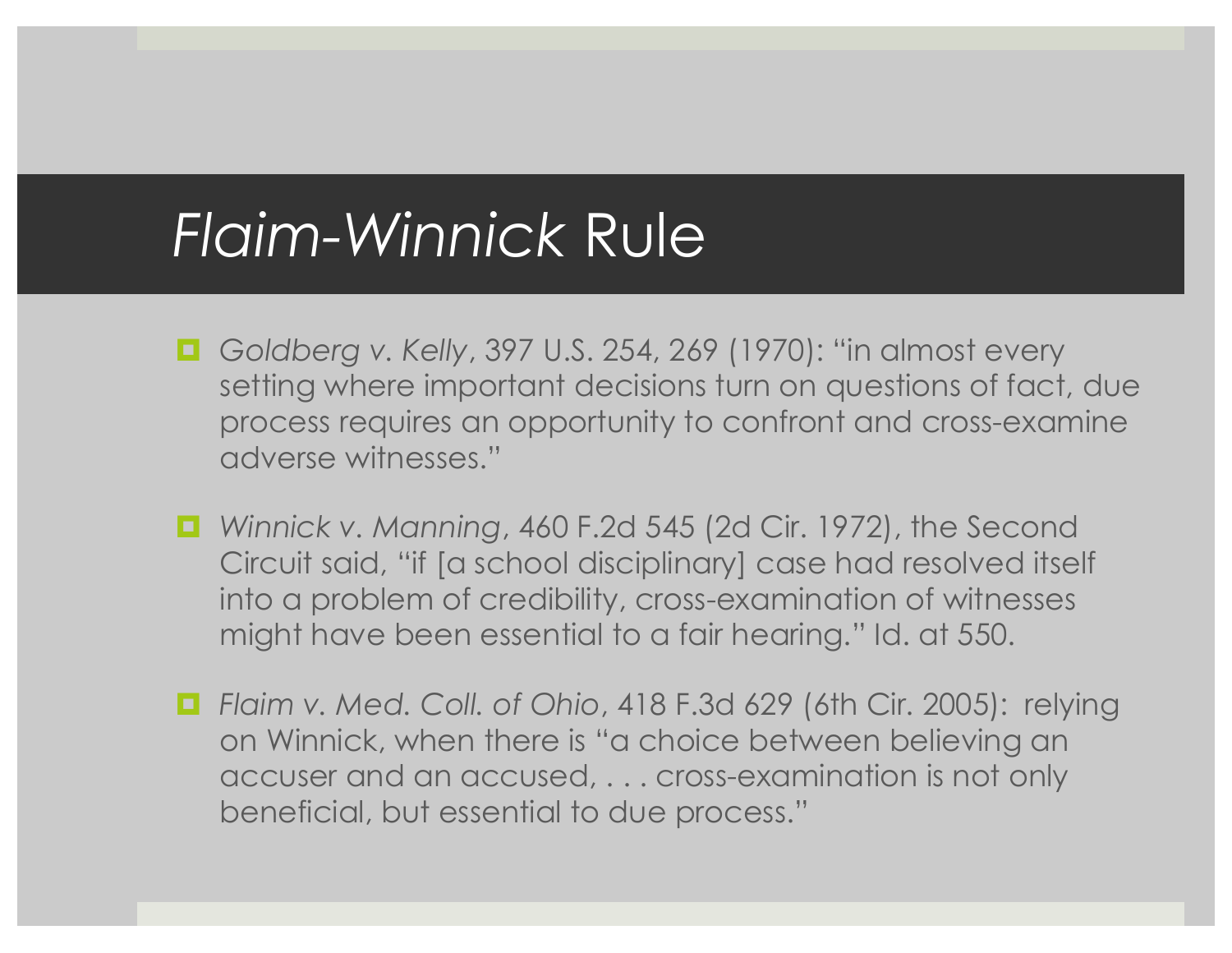# *Flaim-Winnick* Rule

- *Goldberg v. Kelly*, 397 U.S. 254, 269 (1970): "in almost every setting where important decisions turn on questions of fact, due process requires an opportunity to confront and cross-examine adverse witnesses."
- *Winnick v. Manning*, 460 F.2d 545 (2d Cir. 1972), the Second Circuit said, "if [a school disciplinary] case had resolved itself into a problem of credibility, cross-examination of witnesses might have been essential to a fair hearing." Id. at 550.
- *Flaim v. Med. Coll. of Ohio*, 418 F.3d 629 (6th Cir. 2005): relying on Winnick, when there is "a choice between believing an accuser and an accused, . . . cross-examination is not only beneficial, but essential to due process."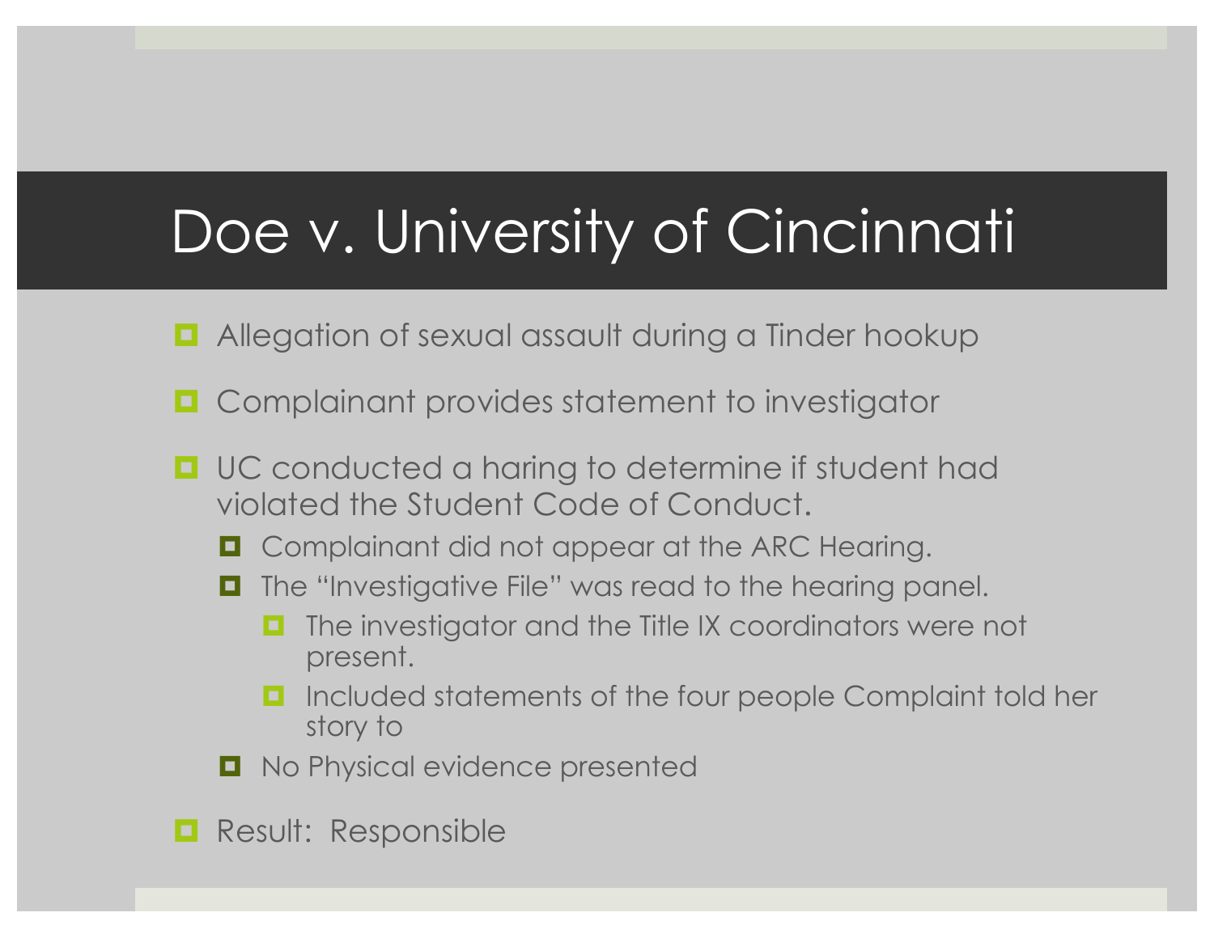# Doe v. University of Cincinnati

- Allegation of sexual assault during a Tinder hookup
- Complainant provides statement to investigator
- UC conducted a haring to determine if student had violated the Student Code of Conduct.
  - Complainant did not appear at the ARC Hearing.
  - The "Investigative File" was read to the hearing panel.
    - The investigator and the Title IX coordinators were not present.
    - Included statements of the four people Complaint told her story to
  - No Physical evidence presented
- Result: Responsible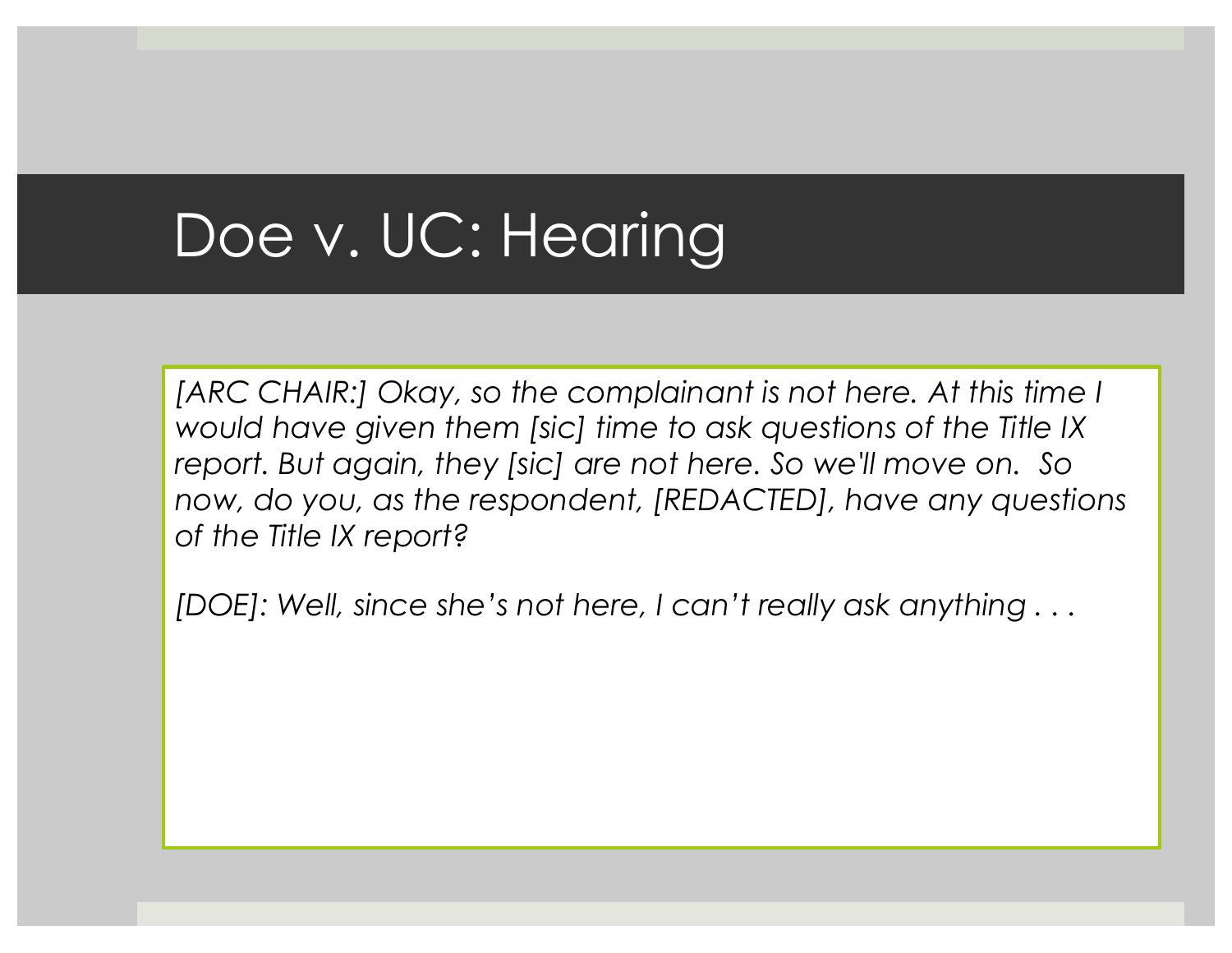# Doe v. UC: Hearing

*[ARC CHAIR:] Okay, so the complainant is not here. At this time I would have given them [sic] time to ask questions of the Title IX report. But again, they [sic] are not here. So we'll move on. So now, do you, as the respondent, [REDACTED], have any questions of the Title IX report?*

*[DOE]: Well, since she's not here, I can't really ask anything . . .*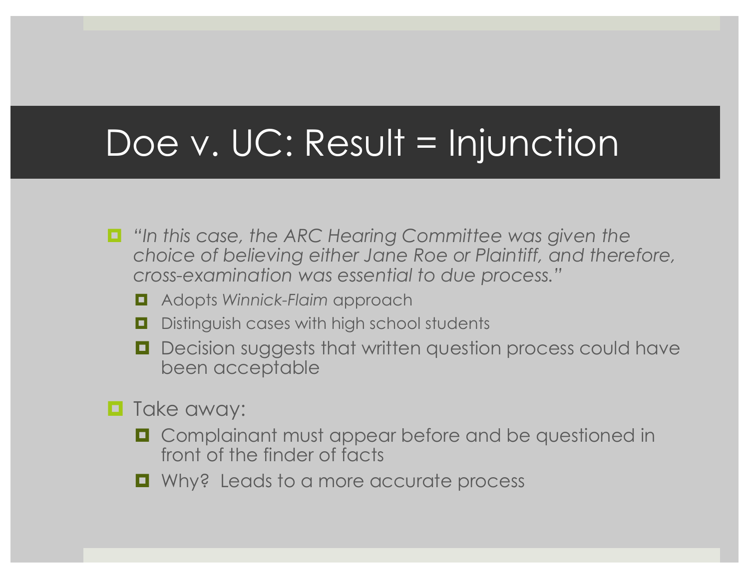# Doe v. UC: Result = Injunction

- *"In this case, the ARC Hearing Committee was given the choice of believing either Jane Roe or Plaintiff, and therefore, cross-examination was essential to due process."*
  - Adopts *Winnick-Flaim* approach
  - Distinguish cases with high school students
  - Decision suggests that written question process could have been acceptable
- Take away:
  - Complainant must appear before and be questioned in front of the finder of facts
  - Why? Leads to a more accurate process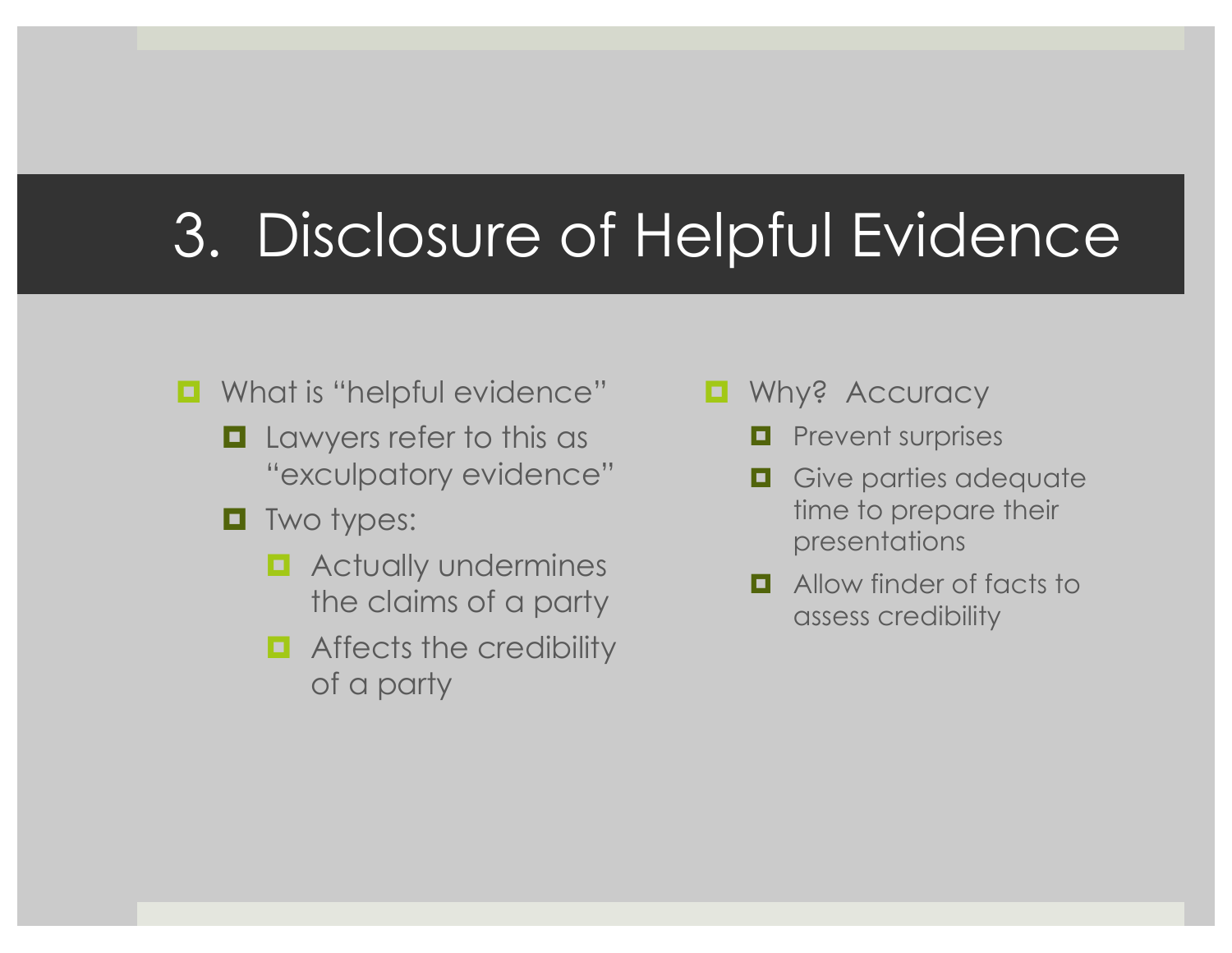# 3. Disclosure of Helpful Evidence

- What is "helpful evidence"
  - Lawyers refer to this as "exculpatory evidence"
  - Two types:
    - Actually undermines the claims of a party
    - Affects the credibility of a party

- Why? Accuracy
  - Prevent surprises
  - Give parties adequate time to prepare their presentations
  - Allow finder of facts to assess credibility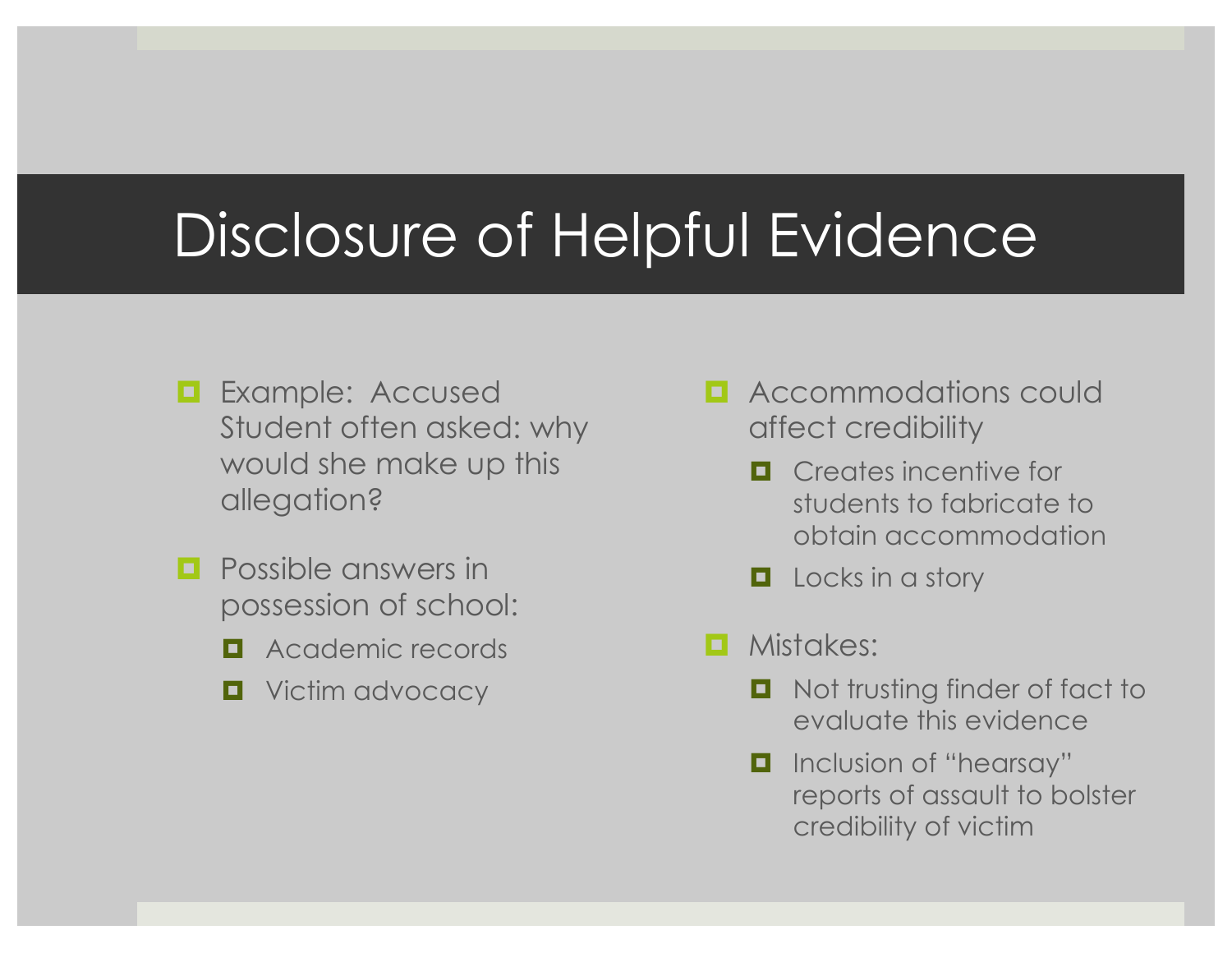# Disclosure of Helpful Evidence

- Example: Accused Student often asked: why would she make up this allegation?
- Possible answers in possession of school:
  - Academic records
  - Victim advocacy
- Accommodations could affect credibility
  - Creates incentive for students to fabricate to obtain accommodation
  - Locks in a story
- Mistakes:
  - Not trusting finder of fact to evaluate this evidence
  - Inclusion of "hearsay" reports of assault to bolster credibility of victim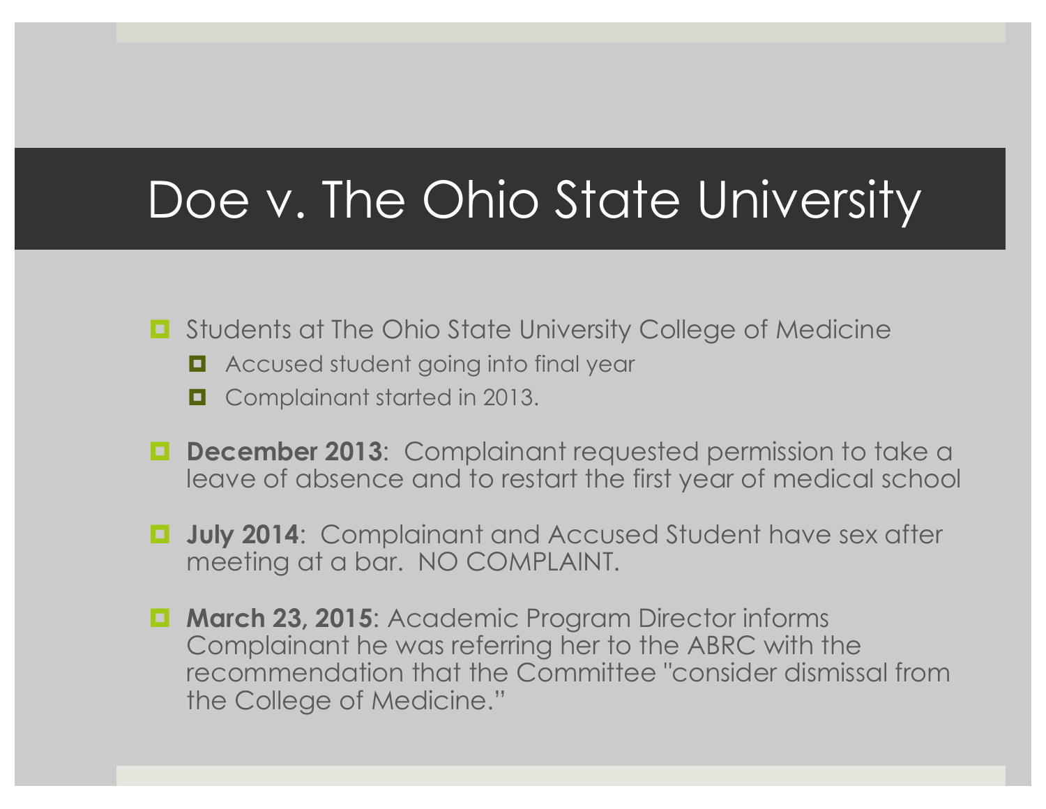# Doe v. The Ohio State University

- Students at The Ohio State University College of Medicine
  - Accused student going into final year
  - Complainant started in 2013.
- **December 2013**: Complainant requested permission to take a leave of absence and to restart the first year of medical school
- **July 2014**: Complainant and Accused Student have sex after meeting at a bar. NO COMPLAINT.
- **March 23, 2015**: Academic Program Director informs Complainant he was referring her to the ABRC with the recommendation that the Committee "consider dismissal from the College of Medicine."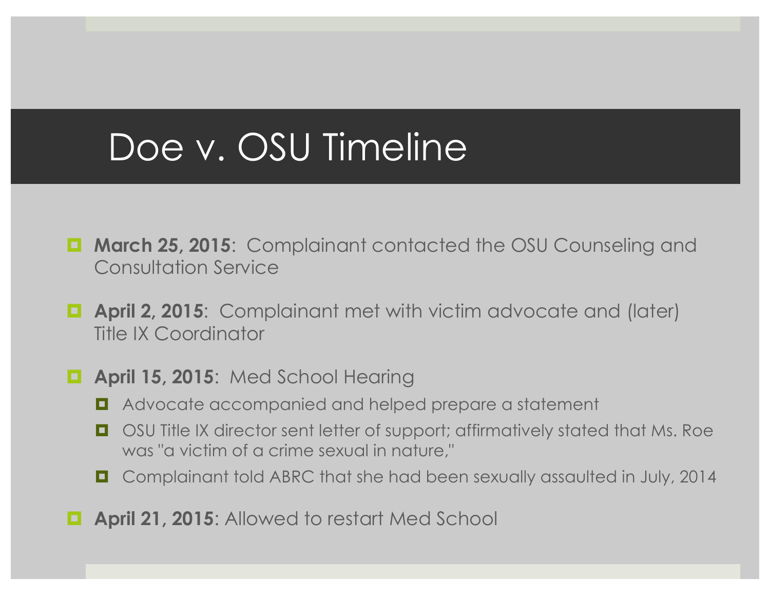# Doe v. OSU Timeline

- **March 25, 2015**: Complainant contacted the OSU Counseling and Consultation Service
- **April 2, 2015**: Complainant met with victim advocate and (later) Title IX Coordinator
- **April 15, 2015**: Med School Hearing
  - Advocate accompanied and helped prepare a statement
  - OSU Title IX director sent letter of support; affirmatively stated that Ms. Roe was "a victim of a crime sexual in nature,"
  - Complainant told ABRC that she had been sexually assaulted in July, 2014
- **April 21, 2015**: Allowed to restart Med School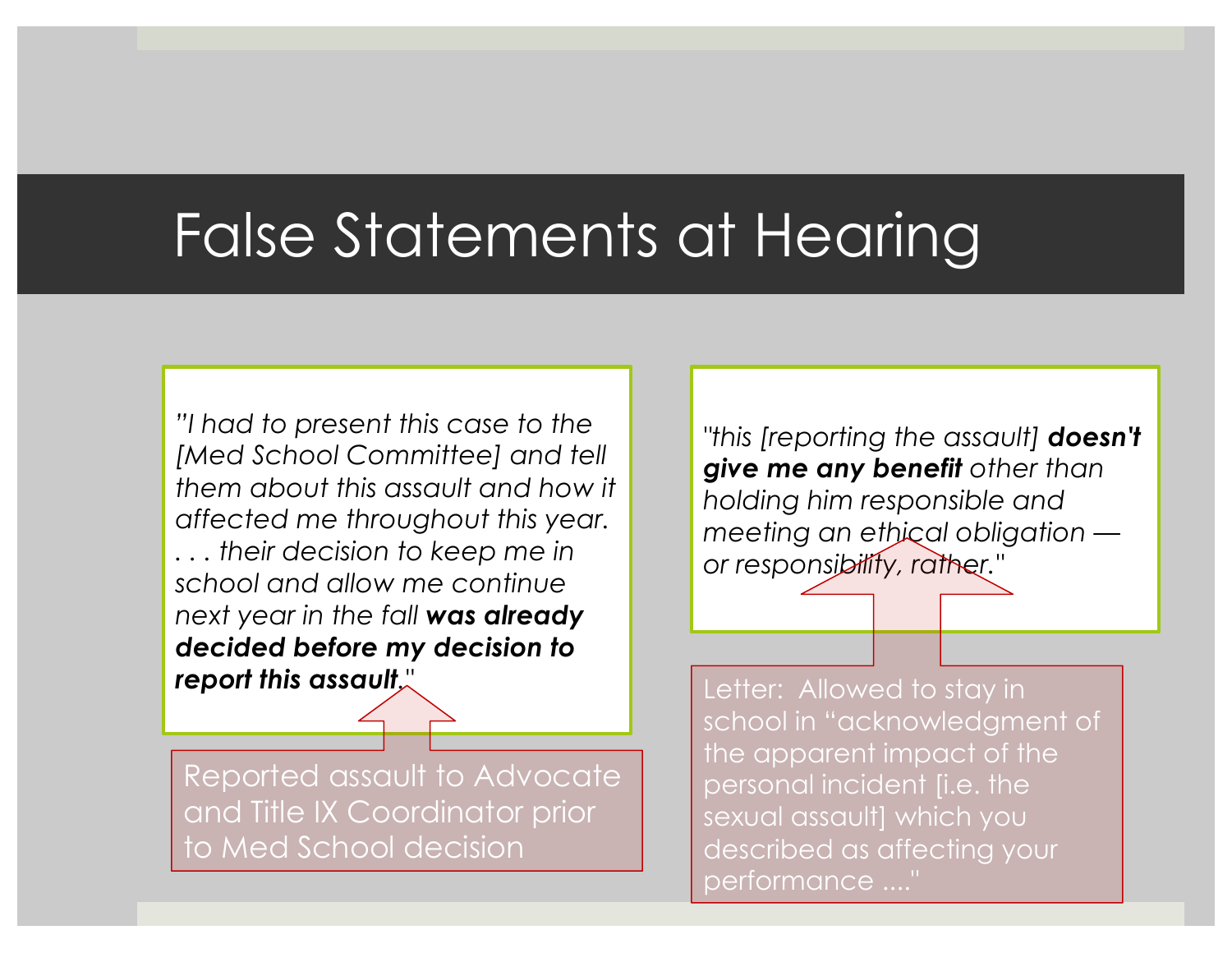# False Statements at Hearing

*"I had to present this case to the [Med School Committee] and tell them about this assault and how it affected me throughout this year. . . . their decision to keep me in school and allow me continue next year in the fall* ***was already decided before my decision to report this assault****."*

Reported assault to Advocate and Title IX Coordinator prior to Med School decision

*"this [reporting the assault]* ***doesn't give me any benefit*** *other than holding him responsible and meeting an ethical obligation — or responsibility, rather."*

Letter: Allowed to stay in school in "acknowledgment of the apparent impact of the personal incident [i.e. the sexual assault] which you described as affecting your performance ...."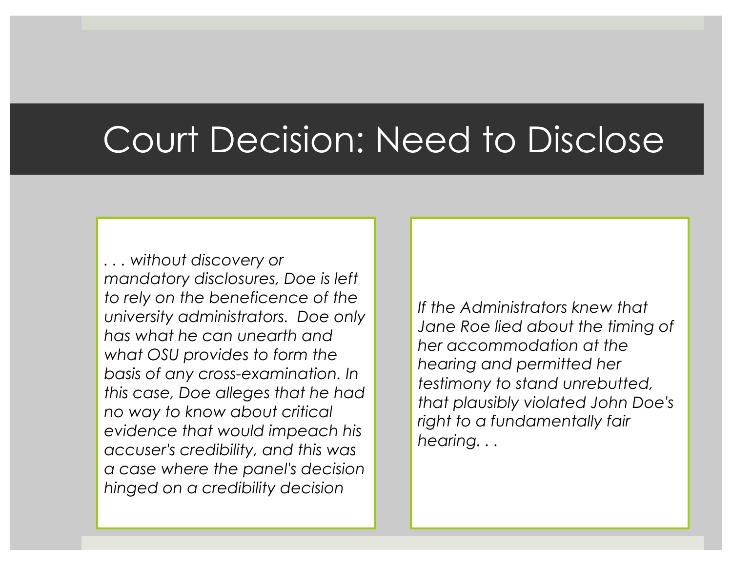# Court Decision: Need to Disclose

*. . . without discovery or mandatory disclosures, Doe is left to rely on the beneficence of the university administrators.  Doe only has what he can unearth and what OSU provides to form the basis of any cross-examination. In this case, Doe alleges that he had no way to know about critical evidence that would impeach his accuser's credibility, and this was a case where the panel's decision hinged on a credibility decision*

*If the Administrators knew that Jane Roe lied about the timing of her accommodation at the hearing and permitted her testimony to stand unrebutted, that plausibly violated John Doe's right to a fundamentally fair hearing. . .*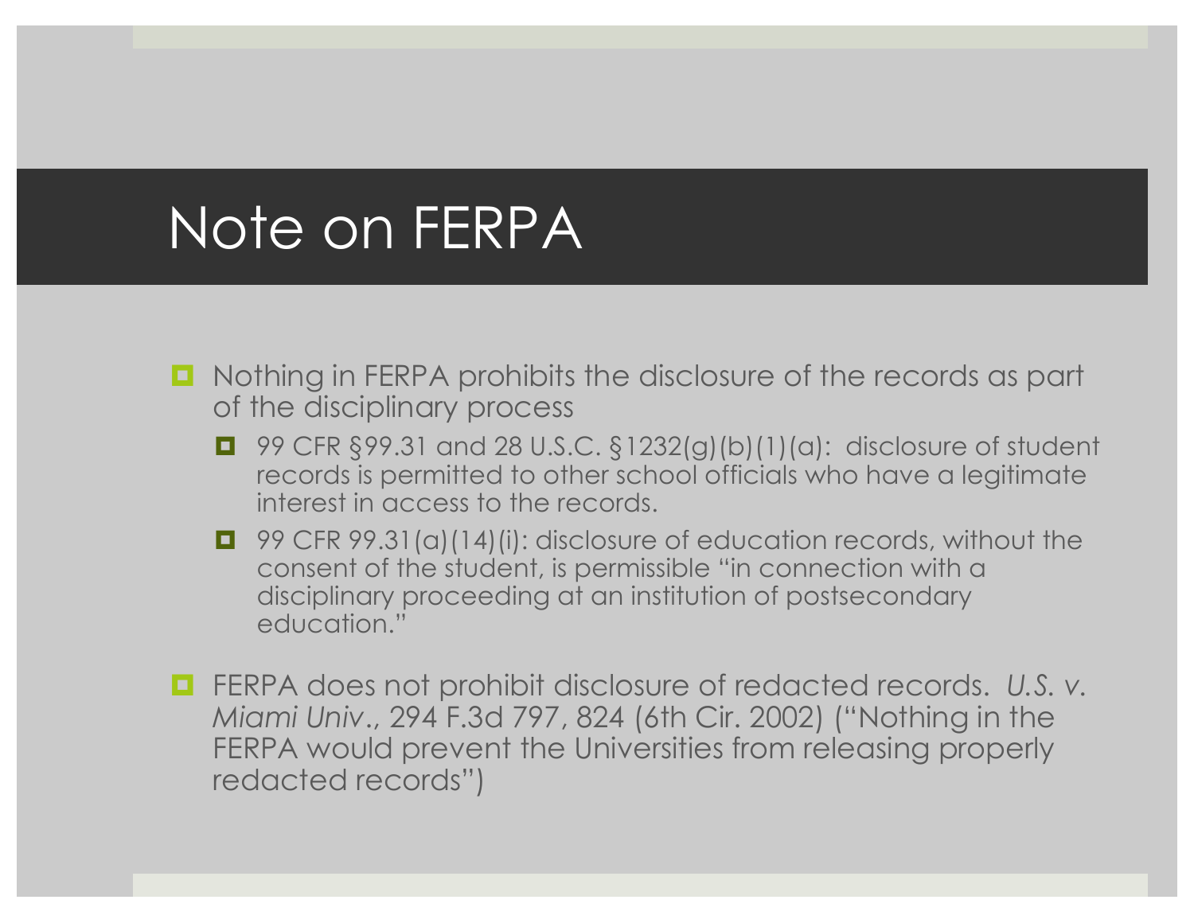# Note on FERPA

- Nothing in FERPA prohibits the disclosure of the records as part of the disciplinary process
  - 99 CFR §99.31 and 28 U.S.C. §1232(g)(b)(1)(a): disclosure of student records is permitted to other school officials who have a legitimate interest in access to the records.
  - 99 CFR 99.31(a)(14)(i): disclosure of education records, without the consent of the student, is permissible "in connection with a disciplinary proceeding at an institution of postsecondary education."
- FERPA does not prohibit disclosure of redacted records. *U.S. v. Miami Univ.*, 294 F.3d 797, 824 (6th Cir. 2002) ("Nothing in the FERPA would prevent the Universities from releasing properly redacted records")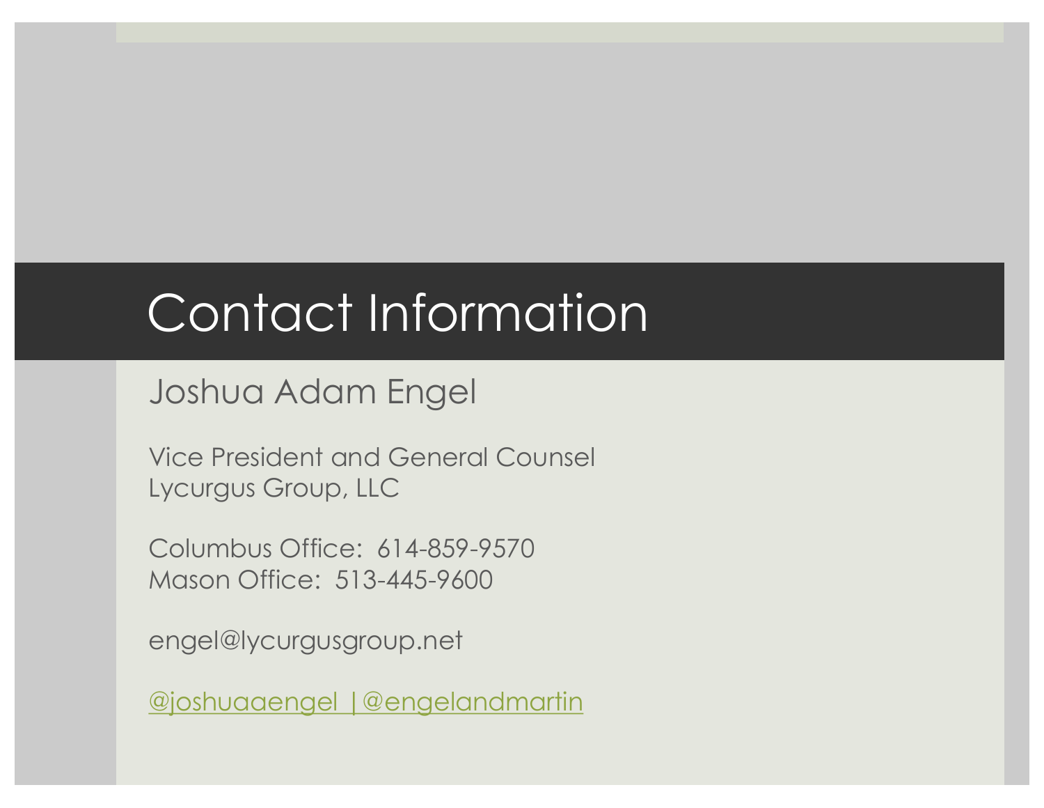# Contact Information

Joshua Adam Engel

Vice President and General Counsel
Lycurgus Group, LLC

Columbus Office: 614-859-9570
Mason Office: 513-445-9600

engel@lycurgusgroup.net

@joshuaaengel | @engelandmartin